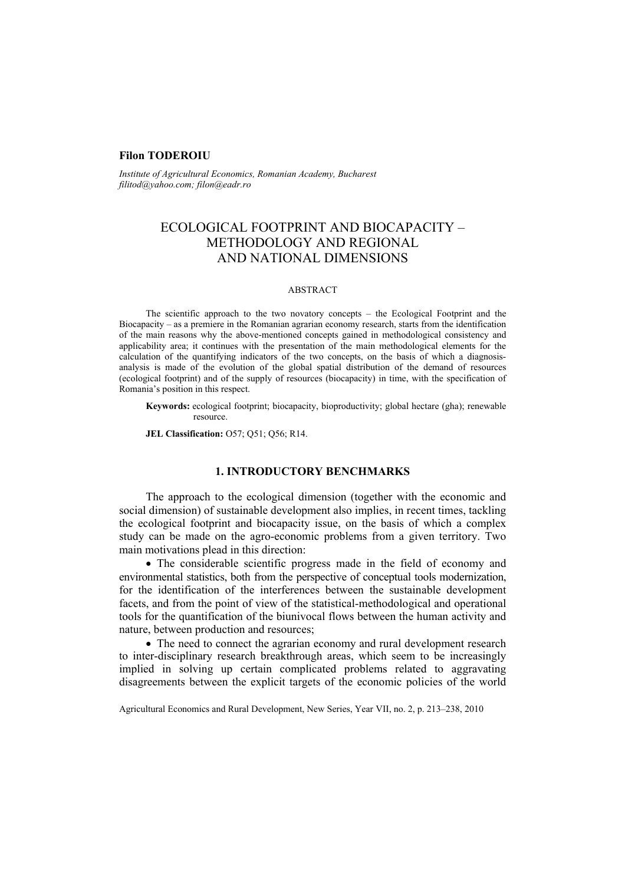**Filon TODEROIU**

*Institute of Agricultural Economics, Romanian Academy, Bucharest*
*filitod@yahoo.com; filon@eadr.ro*

# ECOLOGICAL FOOTPRINT AND BIOCAPACITY – METHODOLOGY AND REGIONAL AND NATIONAL DIMENSIONS

ABSTRACT

The scientific approach to the two novatory concepts – the Ecological Footprint and the Biocapacity – as a premiere in the Romanian agrarian economy research, starts from the identification of the main reasons why the above-mentioned concepts gained in methodological consistency and applicability area; it continues with the presentation of the main methodological elements for the calculation of the quantifying indicators of the two concepts, on the basis of which a diagnosis-analysis is made of the evolution of the global spatial distribution of the demand of resources (ecological footprint) and of the supply of resources (biocapacity) in time, with the specification of Romania's position in this respect.

**Keywords:** ecological footprint; biocapacity, bioproductivity; global hectare (gha); renewable resource.

**JEL Classification:** O57; Q51; Q56; R14.

## 1. INTRODUCTORY BENCHMARKS

The approach to the ecological dimension (together with the economic and social dimension) of sustainable development also implies, in recent times, tackling the ecological footprint and biocapacity issue, on the basis of which a complex study can be made on the agro-economic problems from a given territory. Two main motivations plead in this direction:

- The considerable scientific progress made in the field of economy and environmental statistics, both from the perspective of conceptual tools modernization, for the identification of the interferences between the sustainable development facets, and from the point of view of the statistical-methodological and operational tools for the quantification of the biunivocal flows between the human activity and nature, between production and resources;
- The need to connect the agrarian economy and rural development research to inter-disciplinary research breakthrough areas, which seem to be increasingly implied in solving up certain complicated problems related to aggravating disagreements between the explicit targets of the economic policies of the world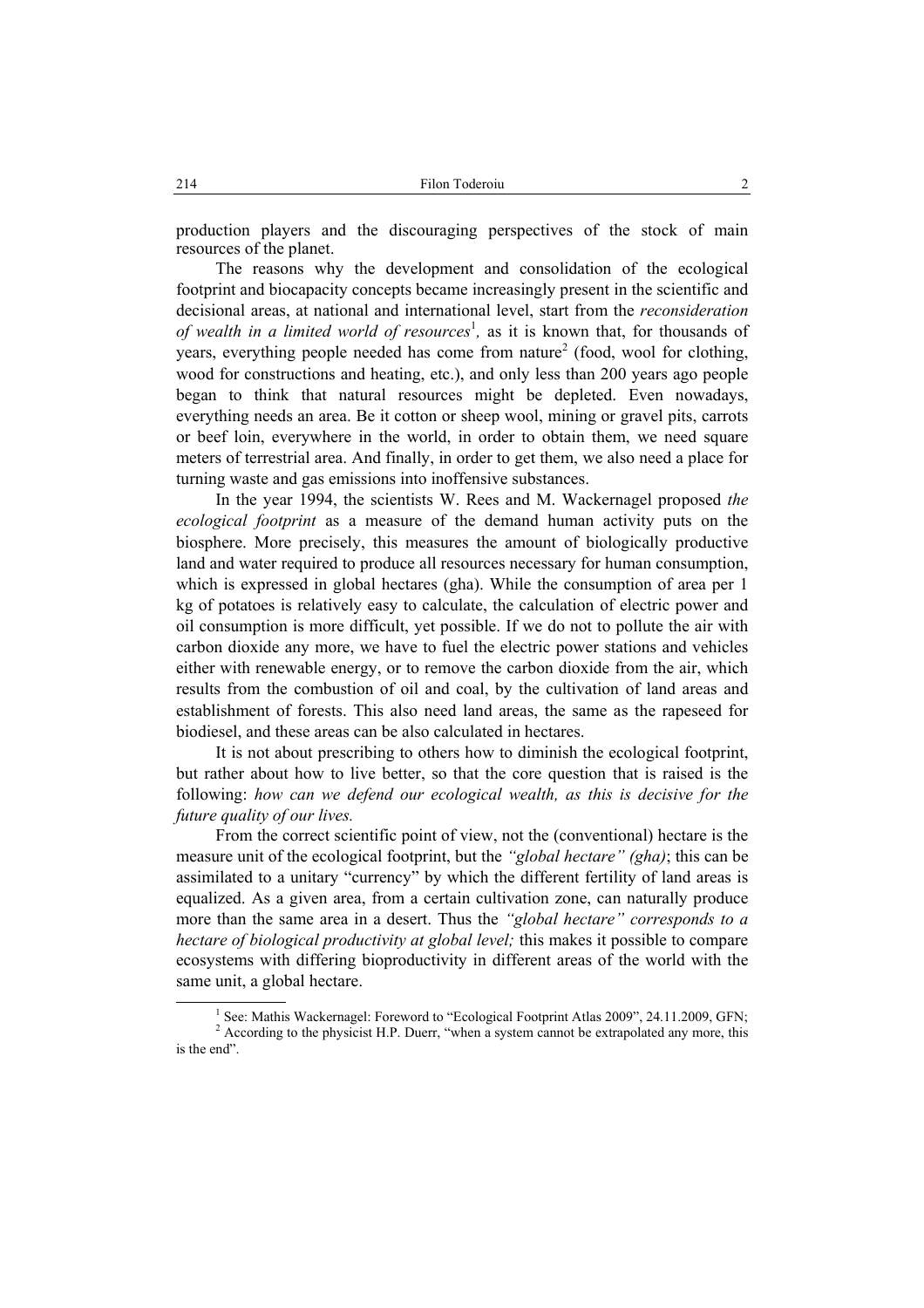production players and the discouraging perspectives of the stock of main resources of the planet.

The reasons why the development and consolidation of the ecological footprint and biocapacity concepts became increasingly present in the scientific and decisional areas, at national and international level, start from the *reconsideration of wealth in a limited world of resources*[1], as it is known that, for thousands of years, everything people needed has come from nature[2] (food, wool for clothing, wood for constructions and heating, etc.), and only less than 200 years ago people began to think that natural resources might be depleted. Even nowadays, everything needs an area. Be it cotton or sheep wool, mining or gravel pits, carrots or beef loin, everywhere in the world, in order to obtain them, we need square meters of terrestrial area. And finally, in order to get them, we also need a place for turning waste and gas emissions into inoffensive substances.

In the year 1994, the scientists W. Rees and M. Wackernagel proposed *the ecological footprint* as a measure of the demand human activity puts on the biosphere. More precisely, this measures the amount of biologically productive land and water required to produce all resources necessary for human consumption, which is expressed in global hectares (gha). While the consumption of area per 1 kg of potatoes is relatively easy to calculate, the calculation of electric power and oil consumption is more difficult, yet possible. If we do not to pollute the air with carbon dioxide any more, we have to fuel the electric power stations and vehicles either with renewable energy, or to remove the carbon dioxide from the air, which results from the combustion of oil and coal, by the cultivation of land areas and establishment of forests. This also need land areas, the same as the rapeseed for biodiesel, and these areas can be also calculated in hectares.

It is not about prescribing to others how to diminish the ecological footprint, but rather about how to live better, so that the core question that is raised is the following: *how can we defend our ecological wealth, as this is decisive for the future quality of our lives.*

From the correct scientific point of view, not the (conventional) hectare is the measure unit of the ecological footprint, but the *"global hectare" (gha)*; this can be assimilated to a unitary "currency" by which the different fertility of land areas is equalized. As a given area, from a certain cultivation zone, can naturally produce more than the same area in a desert. Thus the *"global hectare" corresponds to a hectare of biological productivity at global level;* this makes it possible to compare ecosystems with differing bioproductivity in different areas of the world with the same unit, a global hectare.

---

[1] See: Mathis Wackernagel: Foreword to "Ecological Footprint Atlas 2009", 24.11.2009, GFN;

[2] According to the physicist H.P. Duerr, "when a system cannot be extrapolated any more, this is the end".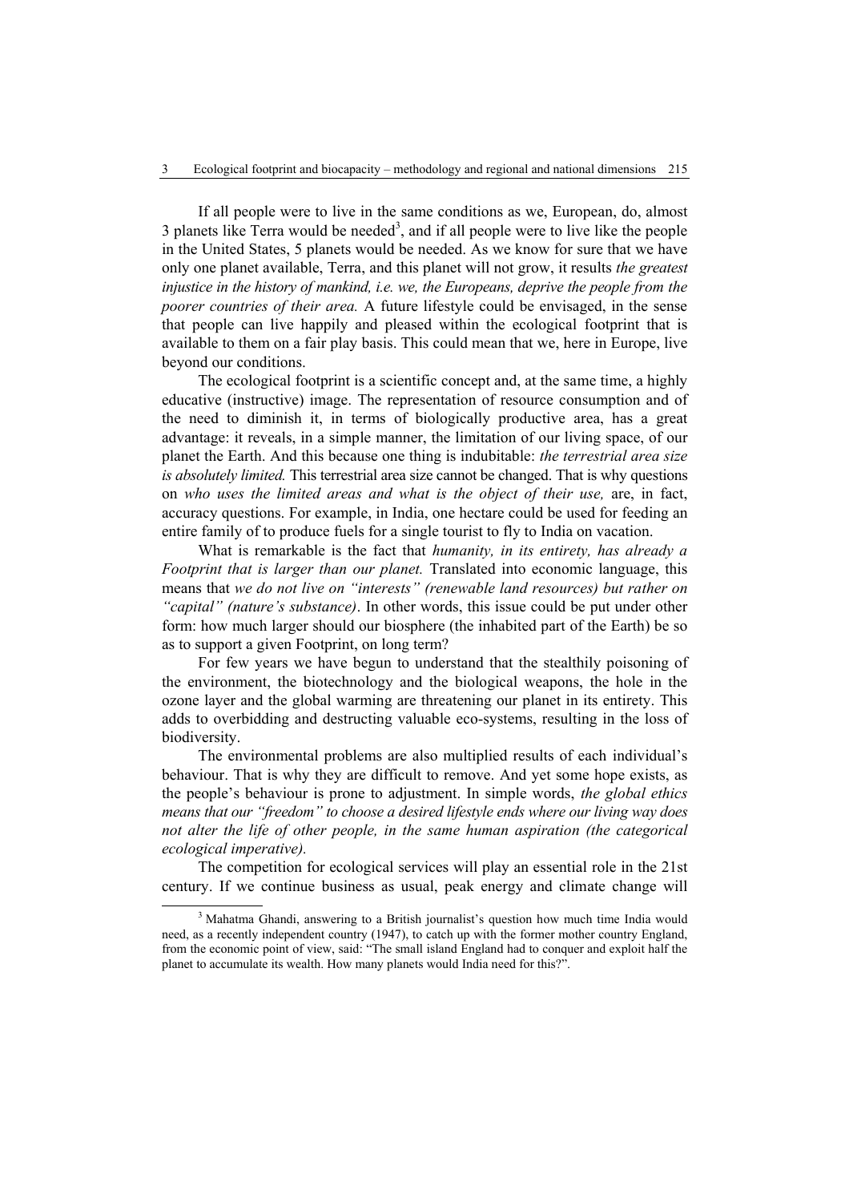If all people were to live in the same conditions as we, European, do, almost 3 planets like Terra would be needed[3], and if all people were to live like the people in the United States, 5 planets would be needed. As we know for sure that we have only one planet available, Terra, and this planet will not grow, it results *the greatest injustice in the history of mankind, i.e. we, the Europeans, deprive the people from the poorer countries of their area.* A future lifestyle could be envisaged, in the sense that people can live happily and pleased within the ecological footprint that is available to them on a fair play basis. This could mean that we, here in Europe, live beyond our conditions.

The ecological footprint is a scientific concept and, at the same time, a highly educative (instructive) image. The representation of resource consumption and of the need to diminish it, in terms of biologically productive area, has a great advantage: it reveals, in a simple manner, the limitation of our living space, of our planet the Earth. And this because one thing is indubitable: *the terrestrial area size is absolutely limited.* This terrestrial area size cannot be changed. That is why questions on *who uses the limited areas and what is the object of their use,* are, in fact, accuracy questions. For example, in India, one hectare could be used for feeding an entire family of to produce fuels for a single tourist to fly to India on vacation.

What is remarkable is the fact that *humanity, in its entirety, has already a Footprint that is larger than our planet.* Translated into economic language, this means that *we do not live on "interests" (renewable land resources) but rather on "capital" (nature's substance)*. In other words, this issue could be put under other form: how much larger should our biosphere (the inhabited part of the Earth) be so as to support a given Footprint, on long term?

For few years we have begun to understand that the stealthily poisoning of the environment, the biotechnology and the biological weapons, the hole in the ozone layer and the global warming are threatening our planet in its entirety. This adds to overbidding and destructing valuable eco-systems, resulting in the loss of biodiversity.

The environmental problems are also multiplied results of each individual's behaviour. That is why they are difficult to remove. And yet some hope exists, as the people's behaviour is prone to adjustment. In simple words, *the global ethics means that our "freedom" to choose a desired lifestyle ends where our living way does not alter the life of other people, in the same human aspiration (the categorical ecological imperative).*

The competition for ecological services will play an essential role in the 21st century. If we continue business as usual, peak energy and climate change will

[3] Mahatma Ghandi, answering to a British journalist's question how much time India would need, as a recently independent country (1947), to catch up with the former mother country England, from the economic point of view, said: "The small island England had to conquer and exploit half the planet to accumulate its wealth. How many planets would India need for this?".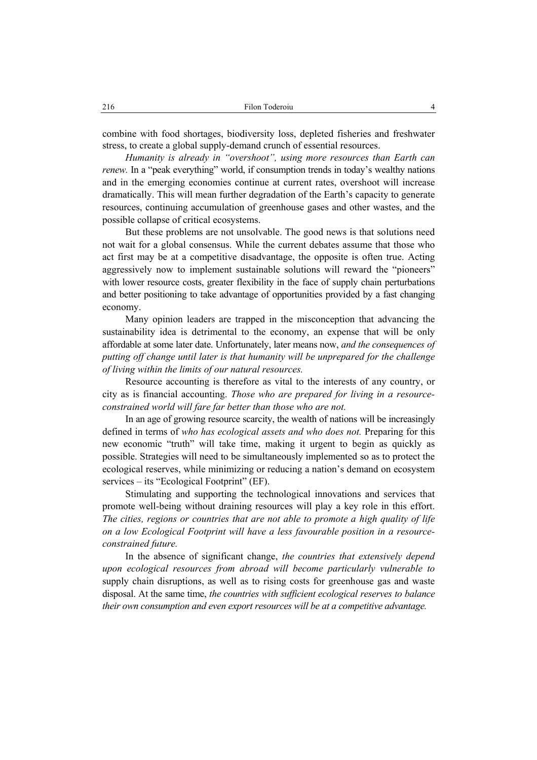combine with food shortages, biodiversity loss, depleted fisheries and freshwater stress, to create a global supply-demand crunch of essential resources.

*Humanity is already in "overshoot", using more resources than Earth can renew.* In a "peak everything" world, if consumption trends in today's wealthy nations and in the emerging economies continue at current rates, overshoot will increase dramatically. This will mean further degradation of the Earth's capacity to generate resources, continuing accumulation of greenhouse gases and other wastes, and the possible collapse of critical ecosystems.

But these problems are not unsolvable. The good news is that solutions need not wait for a global consensus. While the current debates assume that those who act first may be at a competitive disadvantage, the opposite is often true. Acting aggressively now to implement sustainable solutions will reward the "pioneers" with lower resource costs, greater flexibility in the face of supply chain perturbations and better positioning to take advantage of opportunities provided by a fast changing economy.

Many opinion leaders are trapped in the misconception that advancing the sustainability idea is detrimental to the economy, an expense that will be only affordable at some later date. Unfortunately, later means now, *and the consequences of putting off change until later is that humanity will be unprepared for the challenge of living within the limits of our natural resources.*

Resource accounting is therefore as vital to the interests of any country, or city as is financial accounting. *Those who are prepared for living in a resource-constrained world will fare far better than those who are not.*

In an age of growing resource scarcity, the wealth of nations will be increasingly defined in terms of *who has ecological assets and who does not.* Preparing for this new economic "truth" will take time, making it urgent to begin as quickly as possible. Strategies will need to be simultaneously implemented so as to protect the ecological reserves, while minimizing or reducing a nation's demand on ecosystem services – its "Ecological Footprint" (EF).

Stimulating and supporting the technological innovations and services that promote well-being without draining resources will play a key role in this effort. *The cities, regions or countries that are not able to promote a high quality of life on a low Ecological Footprint will have a less favourable position in a resource-constrained future.*

In the absence of significant change, *the countries that extensively depend upon ecological resources from abroad will become particularly vulnerable to* supply chain disruptions, as well as to rising costs for greenhouse gas and waste disposal. At the same time, *the countries with sufficient ecological reserves to balance their own consumption and even export resources will be at a competitive advantage.*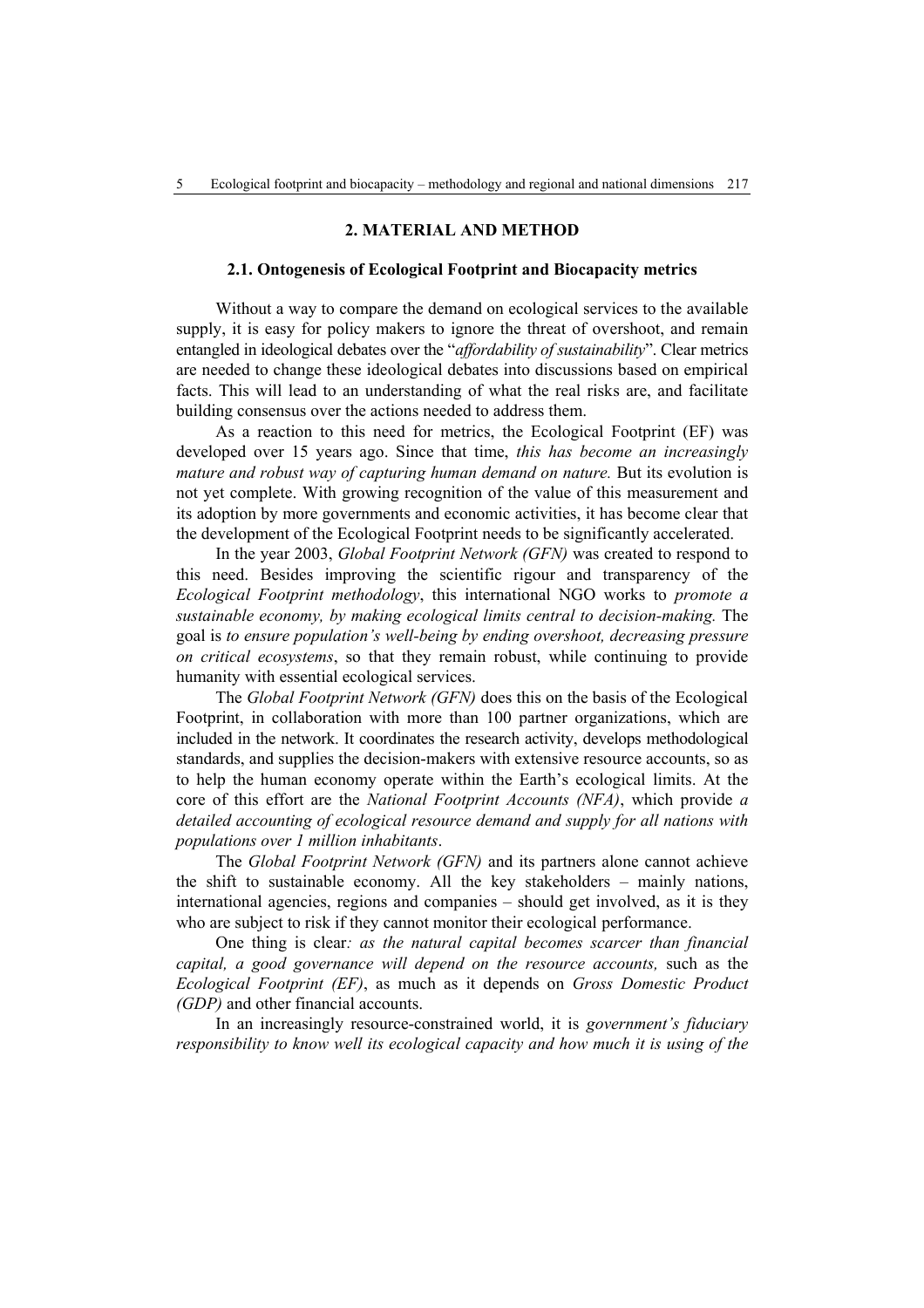## 2. MATERIAL AND METHOD

### 2.1. Ontogenesis of Ecological Footprint and Biocapacity metrics

Without a way to compare the demand on ecological services to the available supply, it is easy for policy makers to ignore the threat of overshoot, and remain entangled in ideological debates over the "*affordability of sustainability*". Clear metrics are needed to change these ideological debates into discussions based on empirical facts. This will lead to an understanding of what the real risks are, and facilitate building consensus over the actions needed to address them.

As a reaction to this need for metrics, the Ecological Footprint (EF) was developed over 15 years ago. Since that time, *this has become an increasingly mature and robust way of capturing human demand on nature.* But its evolution is not yet complete. With growing recognition of the value of this measurement and its adoption by more governments and economic activities, it has become clear that the development of the Ecological Footprint needs to be significantly accelerated.

In the year 2003, *Global Footprint Network (GFN)* was created to respond to this need. Besides improving the scientific rigour and transparency of the *Ecological Footprint methodology*, this international NGO works to *promote a sustainable economy, by making ecological limits central to decision-making.* The goal is *to ensure population's well-being by ending overshoot, decreasing pressure on critical ecosystems*, so that they remain robust, while continuing to provide humanity with essential ecological services.

The *Global Footprint Network (GFN)* does this on the basis of the Ecological Footprint, in collaboration with more than 100 partner organizations, which are included in the network. It coordinates the research activity, develops methodological standards, and supplies the decision-makers with extensive resource accounts, so as to help the human economy operate within the Earth's ecological limits. At the core of this effort are the *National Footprint Accounts (NFA)*, which provide *a detailed accounting of ecological resource demand and supply for all nations with populations over 1 million inhabitants*.

The *Global Footprint Network (GFN)* and its partners alone cannot achieve the shift to sustainable economy. All the key stakeholders – mainly nations, international agencies, regions and companies – should get involved, as it is they who are subject to risk if they cannot monitor their ecological performance.

One thing is clear*: as the natural capital becomes scarcer than financial capital, a good governance will depend on the resource accounts,* such as the *Ecological Footprint (EF)*, as much as it depends on *Gross Domestic Product (GDP)* and other financial accounts.

In an increasingly resource-constrained world, it is *government's fiduciary responsibility to know well its ecological capacity and how much it is using of the*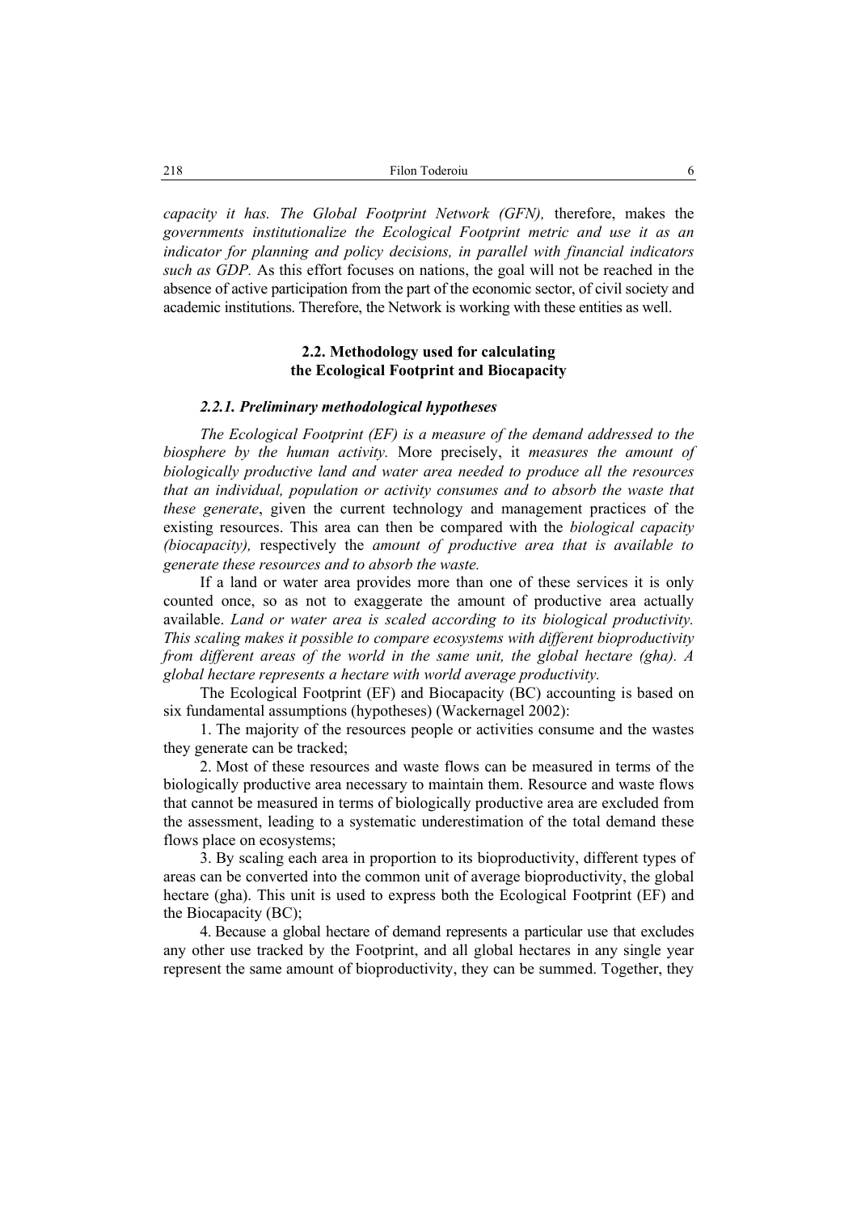*capacity it has. The Global Footprint Network (GFN),* therefore, makes the *governments institutionalize the Ecological Footprint metric and use it as an indicator for planning and policy decisions, in parallel with financial indicators such as GDP.* As this effort focuses on nations, the goal will not be reached in the absence of active participation from the part of the economic sector, of civil society and academic institutions. Therefore, the Network is working with these entities as well.

### 2.2. Methodology used for calculating the Ecological Footprint and Biocapacity

#### *2.2.1. Preliminary methodological hypotheses*

*The Ecological Footprint (EF) is a measure of the demand addressed to the biosphere by the human activity.* More precisely, it *measures the amount of biologically productive land and water area needed to produce all the resources that an individual, population or activity consumes and to absorb the waste that these generate*, given the current technology and management practices of the existing resources. This area can then be compared with the *biological capacity (biocapacity),* respectively the *amount of productive area that is available to generate these resources and to absorb the waste.*

If a land or water area provides more than one of these services it is only counted once, so as not to exaggerate the amount of productive area actually available. *Land or water area is scaled according to its biological productivity. This scaling makes it possible to compare ecosystems with different bioproductivity from different areas of the world in the same unit, the global hectare (gha). A global hectare represents a hectare with world average productivity.*

The Ecological Footprint (EF) and Biocapacity (BC) accounting is based on six fundamental assumptions (hypotheses) (Wackernagel 2002):

1. The majority of the resources people or activities consume and the wastes they generate can be tracked;

2. Most of these resources and waste flows can be measured in terms of the biologically productive area necessary to maintain them. Resource and waste flows that cannot be measured in terms of biologically productive area are excluded from the assessment, leading to a systematic underestimation of the total demand these flows place on ecosystems;

3. By scaling each area in proportion to its bioproductivity, different types of areas can be converted into the common unit of average bioproductivity, the global hectare (gha). This unit is used to express both the Ecological Footprint (EF) and the Biocapacity (BC);

4. Because a global hectare of demand represents a particular use that excludes any other use tracked by the Footprint, and all global hectares in any single year represent the same amount of bioproductivity, they can be summed. Together, they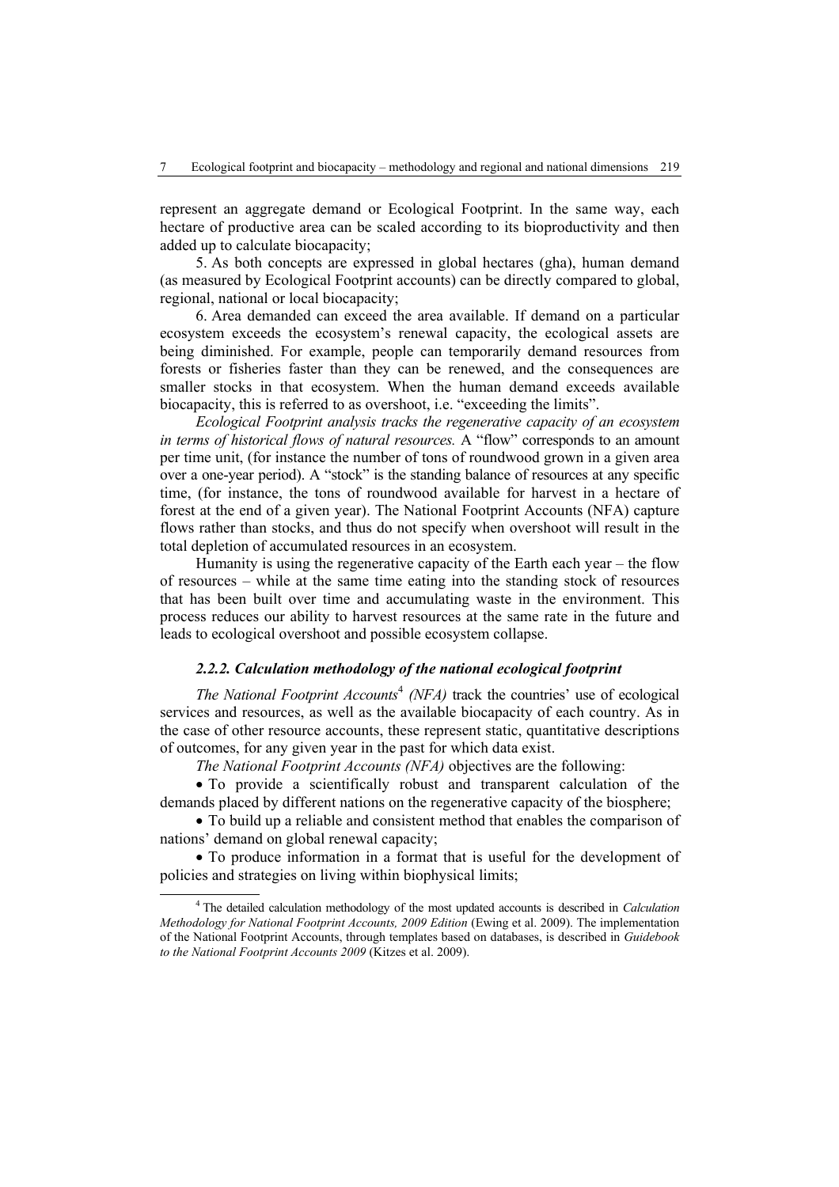represent an aggregate demand or Ecological Footprint. In the same way, each hectare of productive area can be scaled according to its bioproductivity and then added up to calculate biocapacity;

5. As both concepts are expressed in global hectares (gha), human demand (as measured by Ecological Footprint accounts) can be directly compared to global, regional, national or local biocapacity;

6. Area demanded can exceed the area available. If demand on a particular ecosystem exceeds the ecosystem's renewal capacity, the ecological assets are being diminished. For example, people can temporarily demand resources from forests or fisheries faster than they can be renewed, and the consequences are smaller stocks in that ecosystem. When the human demand exceeds available biocapacity, this is referred to as overshoot, i.e. "exceeding the limits".

*Ecological Footprint analysis tracks the regenerative capacity of an ecosystem in terms of historical flows of natural resources.* A "flow" corresponds to an amount per time unit, (for instance the number of tons of roundwood grown in a given area over a one-year period). A "stock" is the standing balance of resources at any specific time, (for instance, the tons of roundwood available for harvest in a hectare of forest at the end of a given year). The National Footprint Accounts (NFA) capture flows rather than stocks, and thus do not specify when overshoot will result in the total depletion of accumulated resources in an ecosystem.

Humanity is using the regenerative capacity of the Earth each year – the flow of resources – while at the same time eating into the standing stock of resources that has been built over time and accumulating waste in the environment. This process reduces our ability to harvest resources at the same rate in the future and leads to ecological overshoot and possible ecosystem collapse.

### *2.2.2. Calculation methodology of the national ecological footprint*

*The National Footprint Accounts*[4] *(NFA)* track the countries' use of ecological services and resources, as well as the available biocapacity of each country. As in the case of other resource accounts, these represent static, quantitative descriptions of outcomes, for any given year in the past for which data exist.

*The National Footprint Accounts (NFA)* objectives are the following:

- To provide a scientifically robust and transparent calculation of the demands placed by different nations on the regenerative capacity of the biosphere;
- To build up a reliable and consistent method that enables the comparison of nations' demand on global renewal capacity;
- To produce information in a format that is useful for the development of policies and strategies on living within biophysical limits;

[4] The detailed calculation methodology of the most updated accounts is described in *Calculation Methodology for National Footprint Accounts, 2009 Edition* (Ewing et al. 2009). The implementation of the National Footprint Accounts, through templates based on databases, is described in *Guidebook to the National Footprint Accounts 2009* (Kitzes et al. 2009).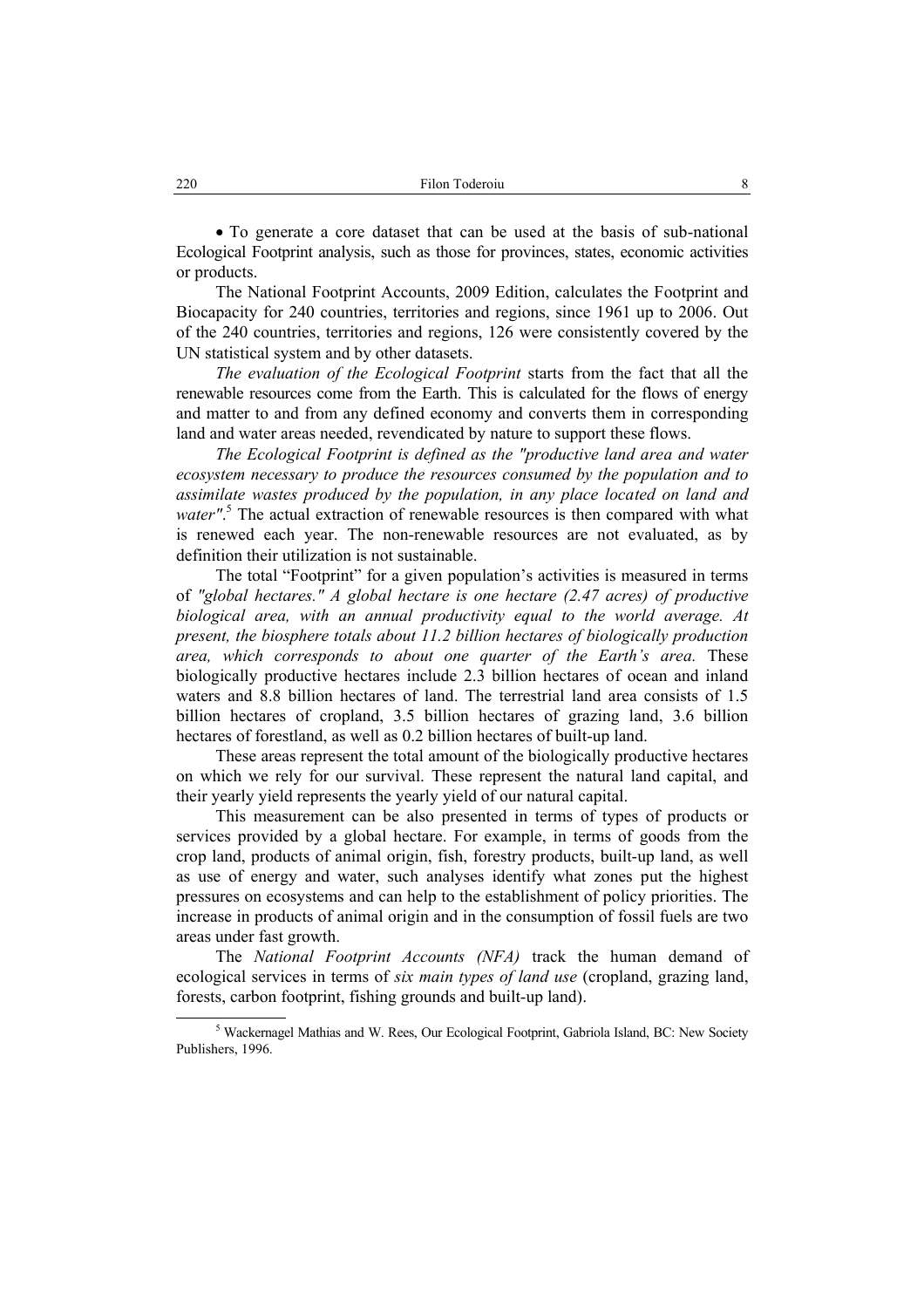- To generate a core dataset that can be used at the basis of sub-national Ecological Footprint analysis, such as those for provinces, states, economic activities or products.

The National Footprint Accounts, 2009 Edition, calculates the Footprint and Biocapacity for 240 countries, territories and regions, since 1961 up to 2006. Out of the 240 countries, territories and regions, 126 were consistently covered by the UN statistical system and by other datasets.

*The evaluation of the Ecological Footprint* starts from the fact that all the renewable resources come from the Earth. This is calculated for the flows of energy and matter to and from any defined economy and converts them in corresponding land and water areas needed, revendicated by nature to support these flows.

*The Ecological Footprint is defined as the "productive land area and water ecosystem necessary to produce the resources consumed by the population and to assimilate wastes produced by the population, in any place located on land and water"*.[5] The actual extraction of renewable resources is then compared with what is renewed each year. The non-renewable resources are not evaluated, as by definition their utilization is not sustainable.

The total "Footprint" for a given population's activities is measured in terms of *"global hectares." A global hectare is one hectare (2.47 acres) of productive biological area, with an annual productivity equal to the world average. At present, the biosphere totals about 11.2 billion hectares of biologically production area, which corresponds to about one quarter of the Earth's area.* These biologically productive hectares include 2.3 billion hectares of ocean and inland waters and 8.8 billion hectares of land. The terrestrial land area consists of 1.5 billion hectares of cropland, 3.5 billion hectares of grazing land, 3.6 billion hectares of forestland, as well as 0.2 billion hectares of built-up land.

These areas represent the total amount of the biologically productive hectares on which we rely for our survival. These represent the natural land capital, and their yearly yield represents the yearly yield of our natural capital.

This measurement can be also presented in terms of types of products or services provided by a global hectare. For example, in terms of goods from the crop land, products of animal origin, fish, forestry products, built-up land, as well as use of energy and water, such analyses identify what zones put the highest pressures on ecosystems and can help to the establishment of policy priorities. The increase in products of animal origin and in the consumption of fossil fuels are two areas under fast growth.

The *National Footprint Accounts (NFA)* track the human demand of ecological services in terms of *six main types of land use* (cropland, grazing land, forests, carbon footprint, fishing grounds and built-up land).

---

[5] Wackernagel Mathias and W. Rees, Our Ecological Footprint, Gabriola Island, BC: New Society Publishers, 1996.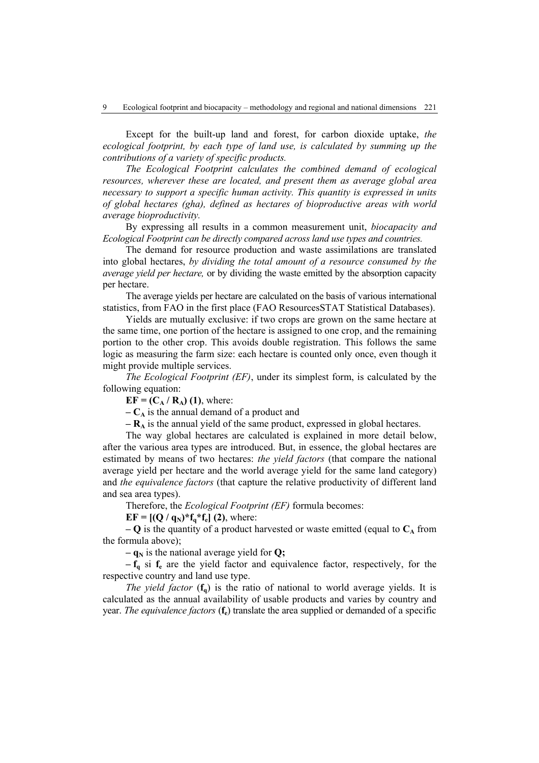Except for the built-up land and forest, for carbon dioxide uptake, *the ecological footprint, by each type of land use, is calculated by summing up the contributions of a variety of specific products.*

*The Ecological Footprint calculates the combined demand of ecological resources, wherever these are located, and present them as average global area necessary to support a specific human activity. This quantity is expressed in units of global hectares (gha), defined as hectares of bioproductive areas with world average bioproductivity.*

By expressing all results in a common measurement unit, *biocapacity and Ecological Footprint can be directly compared across land use types and countries.*

The demand for resource production and waste assimilations are translated into global hectares, *by dividing the total amount of a resource consumed by the average yield per hectare,* or by dividing the waste emitted by the absorption capacity per hectare.

The average yields per hectare are calculated on the basis of various international statistics, from FAO in the first place (FAO ResourcesSTAT Statistical Databases).

Yields are mutually exclusive: if two crops are grown on the same hectare at the same time, one portion of the hectare is assigned to one crop, and the remaining portion to the other crop. This avoids double registration. This follows the same logic as measuring the farm size: each hectare is counted only once, even though it might provide multiple services.

*The Ecological Footprint (EF)*, under its simplest form, is calculated by the following equation:

$\mathbf{EF = (C_A / R_A)}$ **(1)**, where:

– $\mathbf{C_A}$ is the annual demand of a product and

– $\mathbf{R_A}$ is the annual yield of the same product, expressed in global hectares.

The way global hectares are calculated is explained in more detail below, after the various area types are introduced. But, in essence, the global hectares are estimated by means of two hectares: *the yield factors* (that compare the national average yield per hectare and the world average yield for the same land category) and *the equivalence factors* (that capture the relative productivity of different land and sea area types).

Therefore, the *Ecological Footprint (EF)* formula becomes:

$\mathbf{EF = [(Q / q_N)*f_q*f_e]}$ **(2)**, where:

– $\mathbf{Q}$ is the quantity of a product harvested or waste emitted (equal to $\mathbf{C_A}$ from the formula above);

– $\mathbf{q_N}$ is the national average yield for $\mathbf{Q}$;

– $\mathbf{f_q}$ si $\mathbf{f_e}$ are the yield factor and equivalence factor, respectively, for the respective country and land use type.

*The yield factor* ($\mathbf{f_q}$) is the ratio of national to world average yields. It is calculated as the annual availability of usable products and varies by country and year. *The equivalence factors* ($\mathbf{f_e}$) translate the area supplied or demanded of a specific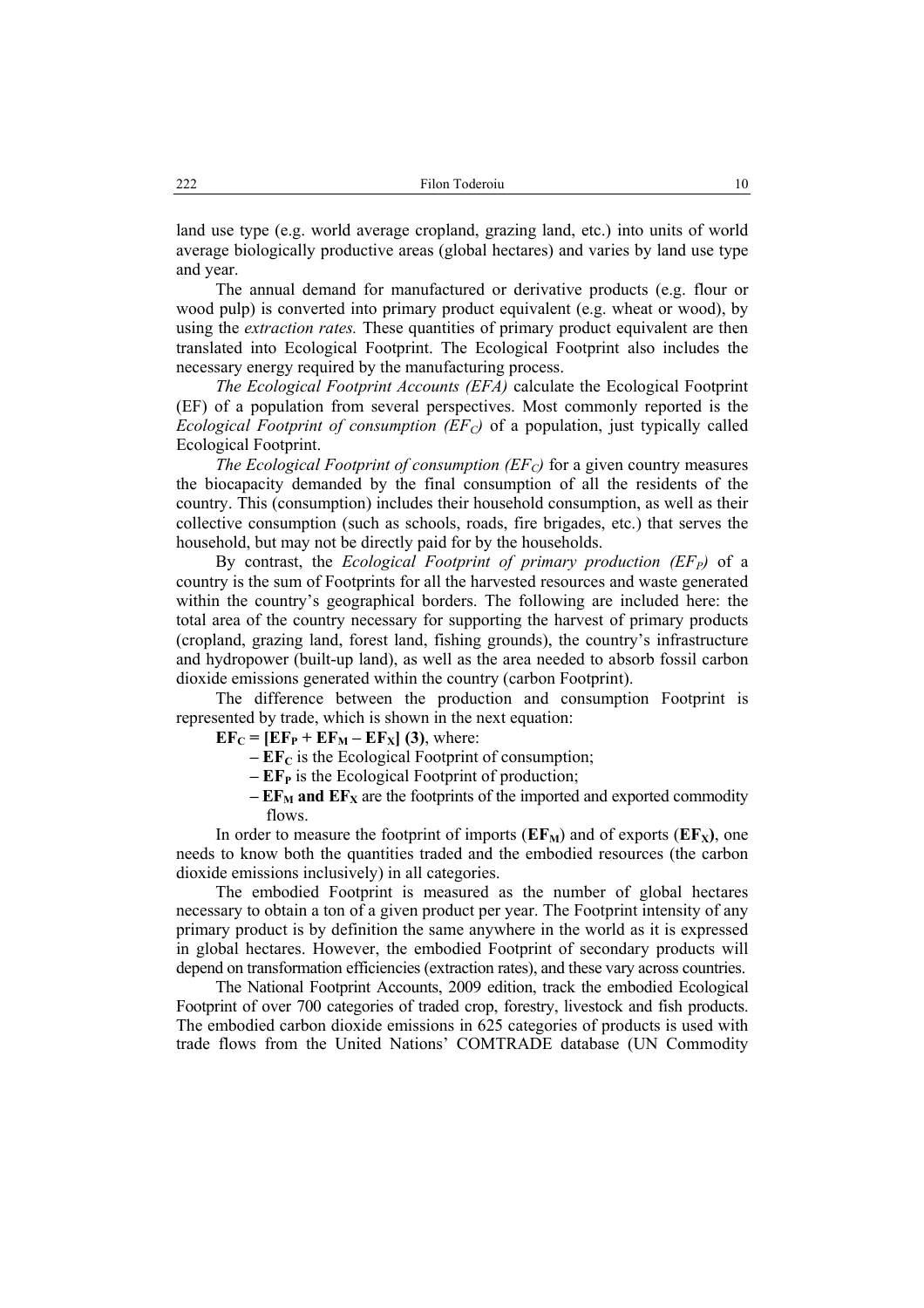land use type (e.g. world average cropland, grazing land, etc.) into units of world average biologically productive areas (global hectares) and varies by land use type and year.

The annual demand for manufactured or derivative products (e.g. flour or wood pulp) is converted into primary product equivalent (e.g. wheat or wood), by using the *extraction rates.* These quantities of primary product equivalent are then translated into Ecological Footprint. The Ecological Footprint also includes the necessary energy required by the manufacturing process.

*The Ecological Footprint Accounts (EFA)* calculate the Ecological Footprint (EF) of a population from several perspectives. Most commonly reported is the *Ecological Footprint of consumption ($EF_C$)* of a population, just typically called Ecological Footprint.

*The Ecological Footprint of consumption ($EF_C$)* for a given country measures the biocapacity demanded by the final consumption of all the residents of the country. This (consumption) includes their household consumption, as well as their collective consumption (such as schools, roads, fire brigades, etc.) that serves the household, but may not be directly paid for by the households.

By contrast, the *Ecological Footprint of primary production ($EF_P$)* of a country is the sum of Footprints for all the harvested resources and waste generated within the country's geographical borders. The following are included here: the total area of the country necessary for supporting the harvest of primary products (cropland, grazing land, forest land, fishing grounds), the country's infrastructure and hydropower (built-up land), as well as the area needed to absorb fossil carbon dioxide emissions generated within the country (carbon Footprint).

The difference between the production and consumption Footprint is represented by trade, which is shown in the next equation:

$\mathbf{EF_C = [EF_P + EF_M - EF_X]}$ **(3)**, where:

- $\mathbf{EF_C}$ is the Ecological Footprint of consumption;
- $\mathbf{EF_P}$ is the Ecological Footprint of production;
- $\mathbf{EF_M}$ **and** $\mathbf{EF_X}$ are the footprints of the imported and exported commodity flows.

In order to measure the footprint of imports ($\mathbf{EF_M}$) and of exports ($\mathbf{EF_X}$), one needs to know both the quantities traded and the embodied resources (the carbon dioxide emissions inclusively) in all categories.

The embodied Footprint is measured as the number of global hectares necessary to obtain a ton of a given product per year. The Footprint intensity of any primary product is by definition the same anywhere in the world as it is expressed in global hectares. However, the embodied Footprint of secondary products will depend on transformation efficiencies (extraction rates), and these vary across countries.

The National Footprint Accounts, 2009 edition, track the embodied Ecological Footprint of over 700 categories of traded crop, forestry, livestock and fish products. The embodied carbon dioxide emissions in 625 categories of products is used with trade flows from the United Nations' COMTRADE database (UN Commodity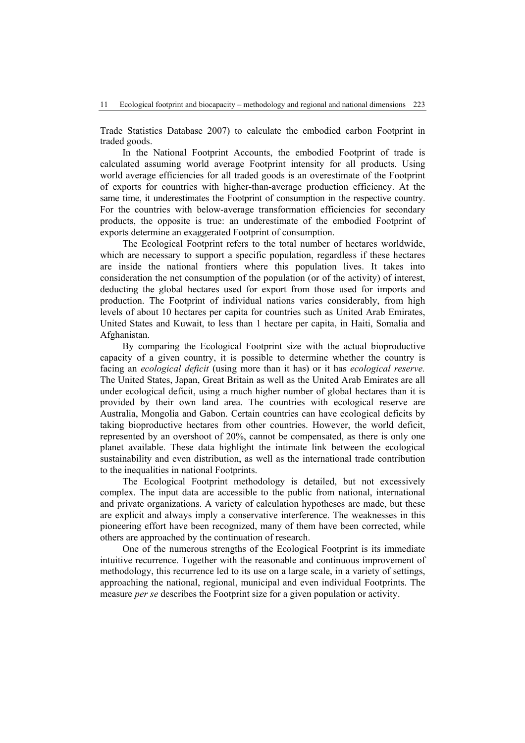Trade Statistics Database 2007) to calculate the embodied carbon Footprint in traded goods.

In the National Footprint Accounts, the embodied Footprint of trade is calculated assuming world average Footprint intensity for all products. Using world average efficiencies for all traded goods is an overestimate of the Footprint of exports for countries with higher-than-average production efficiency. At the same time, it underestimates the Footprint of consumption in the respective country. For the countries with below-average transformation efficiencies for secondary products, the opposite is true: an underestimate of the embodied Footprint of exports determine an exaggerated Footprint of consumption.

The Ecological Footprint refers to the total number of hectares worldwide, which are necessary to support a specific population, regardless if these hectares are inside the national frontiers where this population lives. It takes into consideration the net consumption of the population (or of the activity) of interest, deducting the global hectares used for export from those used for imports and production. The Footprint of individual nations varies considerably, from high levels of about 10 hectares per capita for countries such as United Arab Emirates, United States and Kuwait, to less than 1 hectare per capita, in Haiti, Somalia and Afghanistan.

By comparing the Ecological Footprint size with the actual bioproductive capacity of a given country, it is possible to determine whether the country is facing an *ecological deficit* (using more than it has) or it has *ecological reserve.* The United States, Japan, Great Britain as well as the United Arab Emirates are all under ecological deficit, using a much higher number of global hectares than it is provided by their own land area. The countries with ecological reserve are Australia, Mongolia and Gabon. Certain countries can have ecological deficits by taking bioproductive hectares from other countries. However, the world deficit, represented by an overshoot of 20%, cannot be compensated, as there is only one planet available. These data highlight the intimate link between the ecological sustainability and even distribution, as well as the international trade contribution to the inequalities in national Footprints.

The Ecological Footprint methodology is detailed, but not excessively complex. The input data are accessible to the public from national, international and private organizations. A variety of calculation hypotheses are made, but these are explicit and always imply a conservative interference. The weaknesses in this pioneering effort have been recognized, many of them have been corrected, while others are approached by the continuation of research.

One of the numerous strengths of the Ecological Footprint is its immediate intuitive recurrence. Together with the reasonable and continuous improvement of methodology, this recurrence led to its use on a large scale, in a variety of settings, approaching the national, regional, municipal and even individual Footprints. The measure *per se* describes the Footprint size for a given population or activity.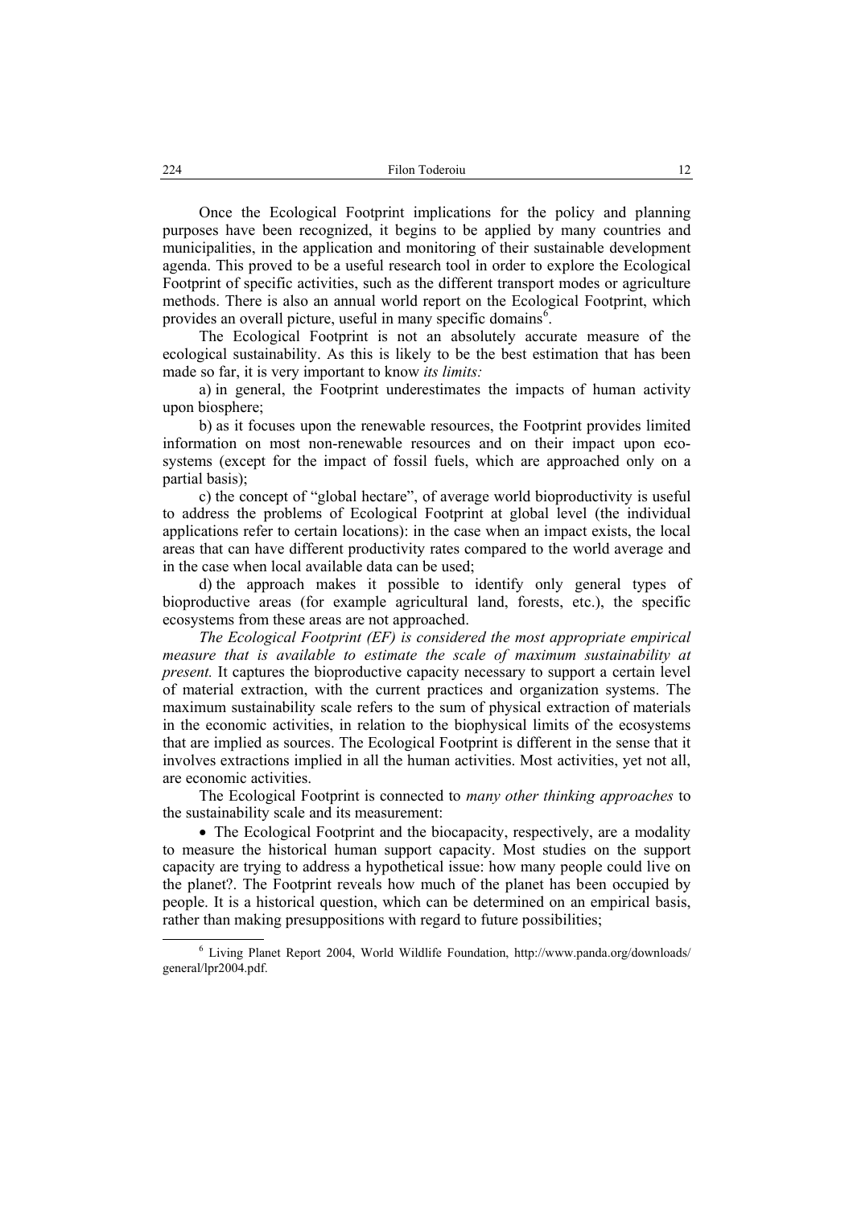Once the Ecological Footprint implications for the policy and planning purposes have been recognized, it begins to be applied by many countries and municipalities, in the application and monitoring of their sustainable development agenda. This proved to be a useful research tool in order to explore the Ecological Footprint of specific activities, such as the different transport modes or agriculture methods. There is also an annual world report on the Ecological Footprint, which provides an overall picture, useful in many specific domains[6].

The Ecological Footprint is not an absolutely accurate measure of the ecological sustainability. As this is likely to be the best estimation that has been made so far, it is very important to know *its limits:*

a) in general, the Footprint underestimates the impacts of human activity upon biosphere;

b) as it focuses upon the renewable resources, the Footprint provides limited information on most non-renewable resources and on their impact upon eco-systems (except for the impact of fossil fuels, which are approached only on a partial basis);

c) the concept of "global hectare", of average world bioproductivity is useful to address the problems of Ecological Footprint at global level (the individual applications refer to certain locations): in the case when an impact exists, the local areas that can have different productivity rates compared to the world average and in the case when local available data can be used;

d) the approach makes it possible to identify only general types of bioproductive areas (for example agricultural land, forests, etc.), the specific ecosystems from these areas are not approached.

*The Ecological Footprint (EF) is considered the most appropriate empirical measure that is available to estimate the scale of maximum sustainability at present.* It captures the bioproductive capacity necessary to support a certain level of material extraction, with the current practices and organization systems. The maximum sustainability scale refers to the sum of physical extraction of materials in the economic activities, in relation to the biophysical limits of the ecosystems that are implied as sources. The Ecological Footprint is different in the sense that it involves extractions implied in all the human activities. Most activities, yet not all, are economic activities.

The Ecological Footprint is connected to *many other thinking approaches* to the sustainability scale and its measurement:

- The Ecological Footprint and the biocapacity, respectively, are a modality to measure the historical human support capacity. Most studies on the support capacity are trying to address a hypothetical issue: how many people could live on the planet?. The Footprint reveals how much of the planet has been occupied by people. It is a historical question, which can be determined on an empirical basis, rather than making presuppositions with regard to future possibilities;

---

[6] Living Planet Report 2004, World Wildlife Foundation, http://www.panda.org/downloads/general/lpr2004.pdf.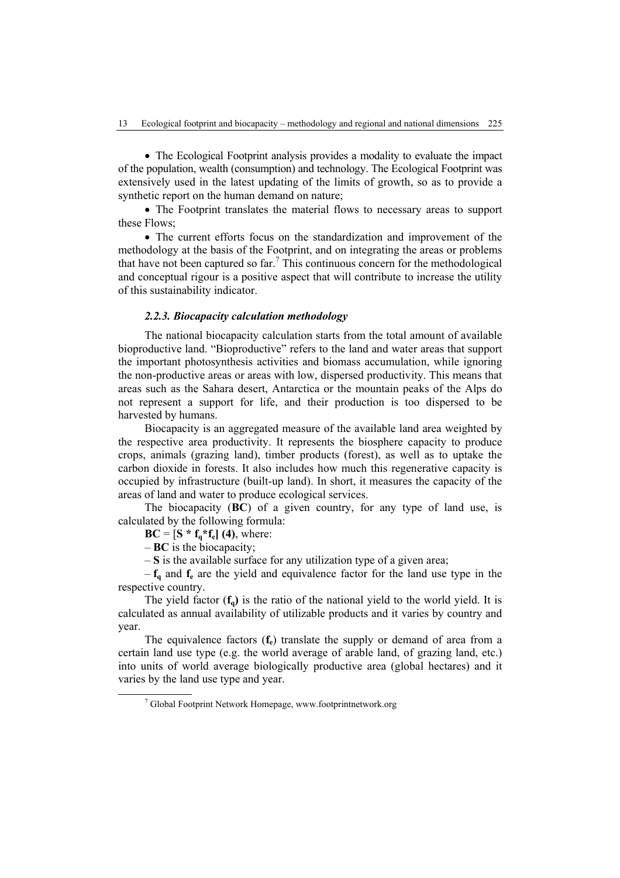- The Ecological Footprint analysis provides a modality to evaluate the impact of the population, wealth (consumption) and technology. The Ecological Footprint was extensively used in the latest updating of the limits of growth, so as to provide a synthetic report on the human demand on nature;
- The Footprint translates the material flows to necessary areas to support these Flows;
- The current efforts focus on the standardization and improvement of the methodology at the basis of the Footprint, and on integrating the areas or problems that have not been captured so far.[7] This continuous concern for the methodological and conceptual rigour is a positive aspect that will contribute to increase the utility of this sustainability indicator.

### *2.2.3. Biocapacity calculation methodology*

The national biocapacity calculation starts from the total amount of available bioproductive land. "Bioproductive" refers to the land and water areas that support the important photosynthesis activities and biomass accumulation, while ignoring the non-productive areas or areas with low, dispersed productivity. This means that areas such as the Sahara desert, Antarctica or the mountain peaks of the Alps do not represent a support for life, and their production is too dispersed to be harvested by humans.

Biocapacity is an aggregated measure of the available land area weighted by the respective area productivity. It represents the biosphere capacity to produce crops, animals (grazing land), timber products (forest), as well as to uptake the carbon dioxide in forests. It also includes how much this regenerative capacity is occupied by infrastructure (built-up land). In short, it measures the capacity of the areas of land and water to produce ecological services.

The biocapacity (**BC**) of a given country, for any type of land use, is calculated by the following formula:

$\mathbf{BC} = [\mathbf{S} * \mathbf{f_q} * \mathbf{f_e}]$ **(4)**, where:

– **BC** is the biocapacity;

– **S** is the available surface for any utilization type of a given area;

– $\mathbf{f_q}$ and $\mathbf{f_e}$ are the yield and equivalence factor for the land use type in the respective country.

The yield factor ($\mathbf{f_q}$) is the ratio of the national yield to the world yield. It is calculated as annual availability of utilizable products and it varies by country and year.

The equivalence factors ($\mathbf{f_e}$) translate the supply or demand of area from a certain land use type (e.g. the world average of arable land, of grazing land, etc.) into units of world average biologically productive area (global hectares) and it varies by the land use type and year.

[7] Global Footprint Network Homepage, www.footprintnetwork.org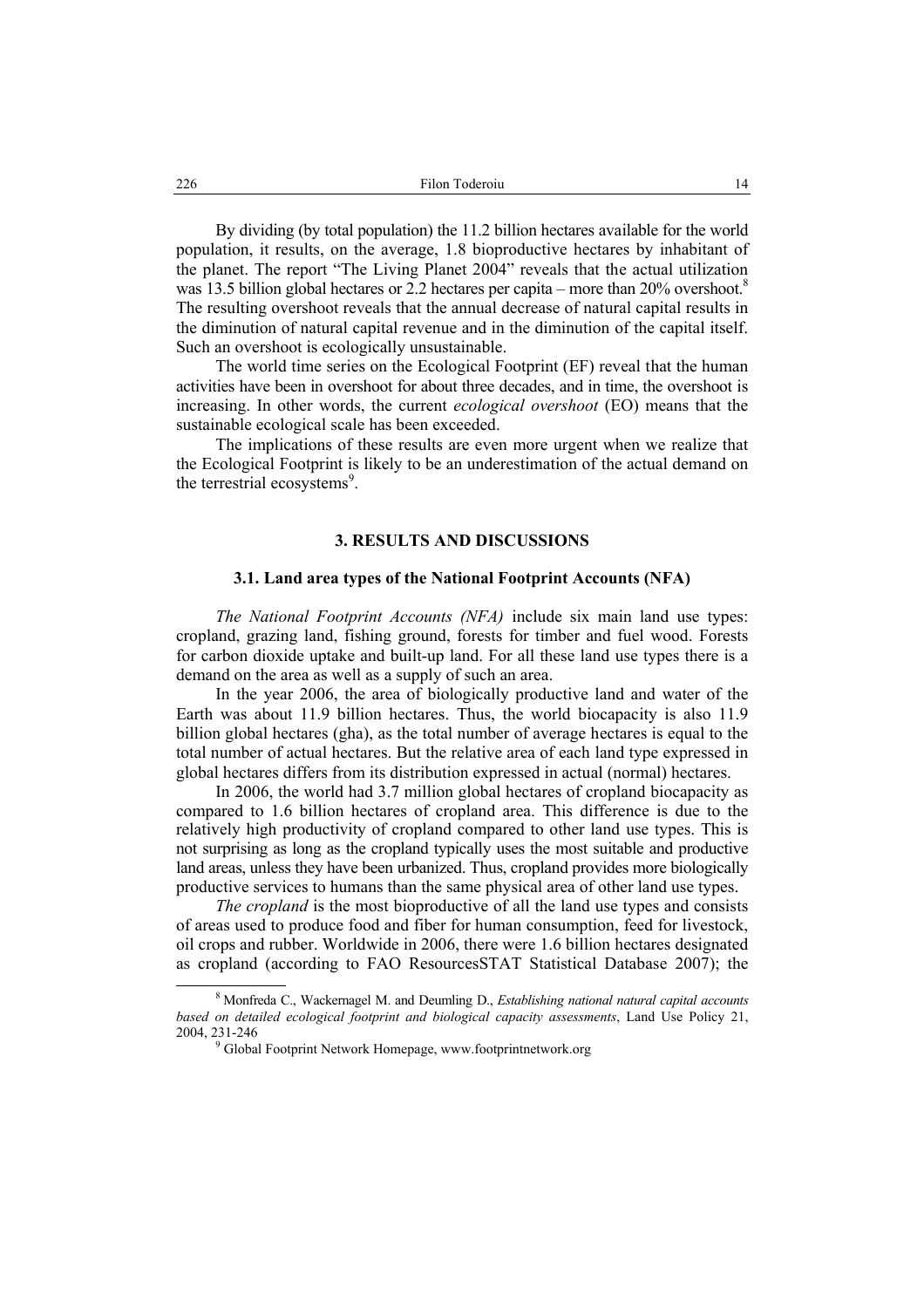By dividing (by total population) the 11.2 billion hectares available for the world population, it results, on the average, 1.8 bioproductive hectares by inhabitant of the planet. The report "The Living Planet 2004" reveals that the actual utilization was 13.5 billion global hectares or 2.2 hectares per capita – more than 20% overshoot.[8] The resulting overshoot reveals that the annual decrease of natural capital results in the diminution of natural capital revenue and in the diminution of the capital itself. Such an overshoot is ecologically unsustainable.

The world time series on the Ecological Footprint (EF) reveal that the human activities have been in overshoot for about three decades, and in time, the overshoot is increasing. In other words, the current *ecological overshoot* (EO) means that the sustainable ecological scale has been exceeded.

The implications of these results are even more urgent when we realize that the Ecological Footprint is likely to be an underestimation of the actual demand on the terrestrial ecosystems[9].

## 3. RESULTS AND DISCUSSIONS

### 3.1. Land area types of the National Footprint Accounts (NFA)

*The National Footprint Accounts (NFA)* include six main land use types: cropland, grazing land, fishing ground, forests for timber and fuel wood. Forests for carbon dioxide uptake and built-up land. For all these land use types there is a demand on the area as well as a supply of such an area.

In the year 2006, the area of biologically productive land and water of the Earth was about 11.9 billion hectares. Thus, the world biocapacity is also 11.9 billion global hectares (gha), as the total number of average hectares is equal to the total number of actual hectares. But the relative area of each land type expressed in global hectares differs from its distribution expressed in actual (normal) hectares.

In 2006, the world had 3.7 million global hectares of cropland biocapacity as compared to 1.6 billion hectares of cropland area. This difference is due to the relatively high productivity of cropland compared to other land use types. This is not surprising as long as the cropland typically uses the most suitable and productive land areas, unless they have been urbanized. Thus, cropland provides more biologically productive services to humans than the same physical area of other land use types.

*The cropland* is the most bioproductive of all the land use types and consists of areas used to produce food and fiber for human consumption, feed for livestock, oil crops and rubber. Worldwide in 2006, there were 1.6 billion hectares designated as cropland (according to FAO ResourcesSTAT Statistical Database 2007); the

---

[8] Monfreda C., Wackernagel M. and Deumling D., *Establishing national natural capital accounts based on detailed ecological footprint and biological capacity assessments*, Land Use Policy 21, 2004, 231-246

[9] Global Footprint Network Homepage, www.footprintnetwork.org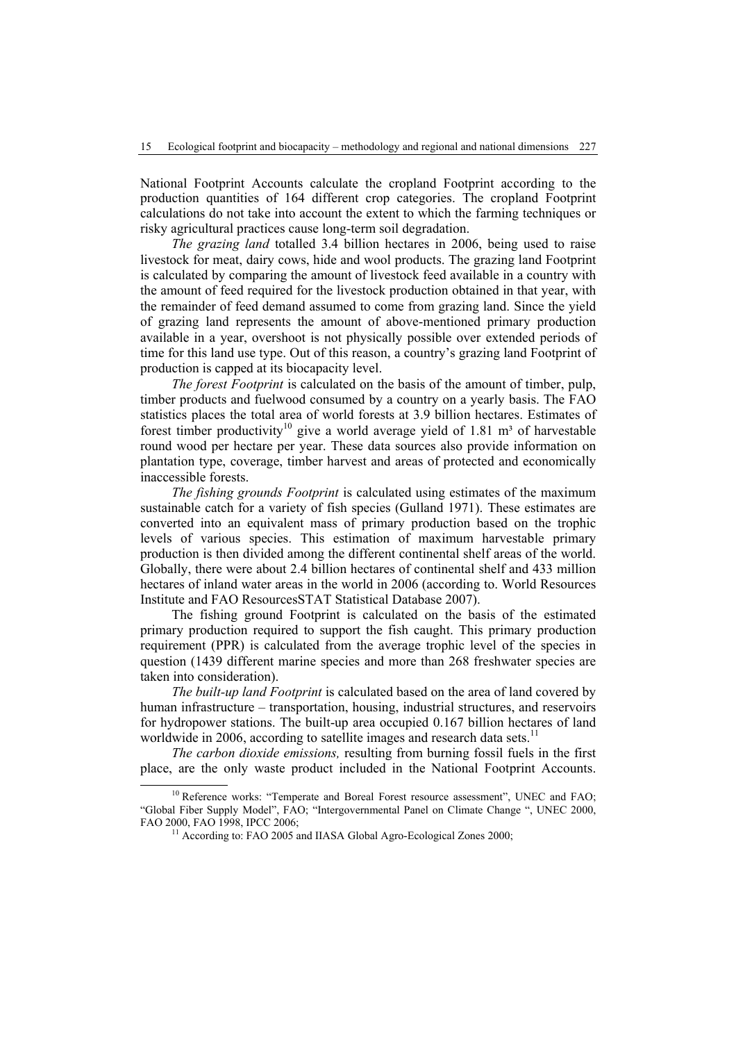National Footprint Accounts calculate the cropland Footprint according to the production quantities of 164 different crop categories. The cropland Footprint calculations do not take into account the extent to which the farming techniques or risky agricultural practices cause long-term soil degradation.

*The grazing land* totalled 3.4 billion hectares in 2006, being used to raise livestock for meat, dairy cows, hide and wool products. The grazing land Footprint is calculated by comparing the amount of livestock feed available in a country with the amount of feed required for the livestock production obtained in that year, with the remainder of feed demand assumed to come from grazing land. Since the yield of grazing land represents the amount of above-mentioned primary production available in a year, overshoot is not physically possible over extended periods of time for this land use type. Out of this reason, a country's grazing land Footprint of production is capped at its biocapacity level.

*The forest Footprint* is calculated on the basis of the amount of timber, pulp, timber products and fuelwood consumed by a country on a yearly basis. The FAO statistics places the total area of world forests at 3.9 billion hectares. Estimates of forest timber productivity[10] give a world average yield of 1.81 m³ of harvestable round wood per hectare per year. These data sources also provide information on plantation type, coverage, timber harvest and areas of protected and economically inaccessible forests.

*The fishing grounds Footprint* is calculated using estimates of the maximum sustainable catch for a variety of fish species (Gulland 1971). These estimates are converted into an equivalent mass of primary production based on the trophic levels of various species. This estimation of maximum harvestable primary production is then divided among the different continental shelf areas of the world. Globally, there were about 2.4 billion hectares of continental shelf and 433 million hectares of inland water areas in the world in 2006 (according to. World Resources Institute and FAO ResourcesSTAT Statistical Database 2007).

The fishing ground Footprint is calculated on the basis of the estimated primary production required to support the fish caught. This primary production requirement (PPR) is calculated from the average trophic level of the species in question (1439 different marine species and more than 268 freshwater species are taken into consideration).

*The built-up land Footprint* is calculated based on the area of land covered by human infrastructure – transportation, housing, industrial structures, and reservoirs for hydropower stations. The built-up area occupied 0.167 billion hectares of land worldwide in 2006, according to satellite images and research data sets.[11]

*The carbon dioxide emissions,* resulting from burning fossil fuels in the first place, are the only waste product included in the National Footprint Accounts.

---

[10] Reference works: "Temperate and Boreal Forest resource assessment", UNEC and FAO; "Global Fiber Supply Model", FAO; "Intergovernmental Panel on Climate Change ", UNEC 2000, FAO 2000, FAO 1998, IPCC 2006;

[11] According to: FAO 2005 and IIASA Global Agro-Ecological Zones 2000;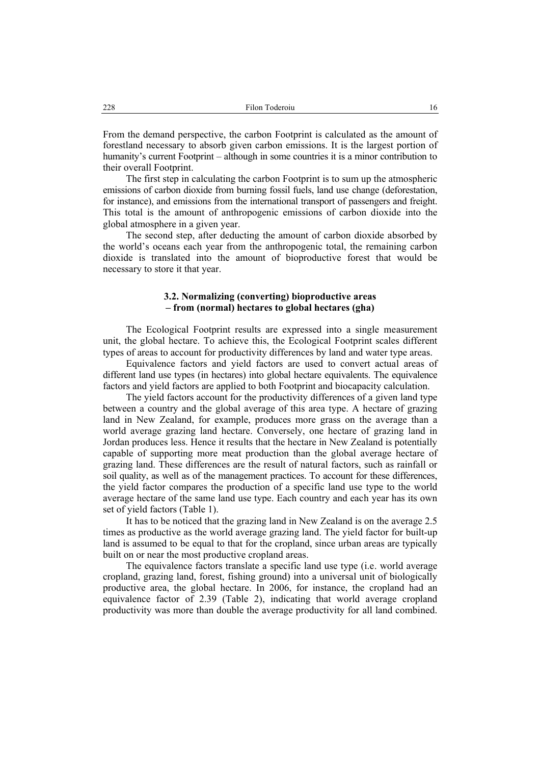From the demand perspective, the carbon Footprint is calculated as the amount of forestland necessary to absorb given carbon emissions. It is the largest portion of humanity's current Footprint – although in some countries it is a minor contribution to their overall Footprint.

The first step in calculating the carbon Footprint is to sum up the atmospheric emissions of carbon dioxide from burning fossil fuels, land use change (deforestation, for instance), and emissions from the international transport of passengers and freight. This total is the amount of anthropogenic emissions of carbon dioxide into the global atmosphere in a given year.

The second step, after deducting the amount of carbon dioxide absorbed by the world's oceans each year from the anthropogenic total, the remaining carbon dioxide is translated into the amount of bioproductive forest that would be necessary to store it that year.

### 3.2. Normalizing (converting) bioproductive areas – from (normal) hectares to global hectares (gha)

The Ecological Footprint results are expressed into a single measurement unit, the global hectare. To achieve this, the Ecological Footprint scales different types of areas to account for productivity differences by land and water type areas.

Equivalence factors and yield factors are used to convert actual areas of different land use types (in hectares) into global hectare equivalents. The equivalence factors and yield factors are applied to both Footprint and biocapacity calculation.

The yield factors account for the productivity differences of a given land type between a country and the global average of this area type. A hectare of grazing land in New Zealand, for example, produces more grass on the average than a world average grazing land hectare. Conversely, one hectare of grazing land in Jordan produces less. Hence it results that the hectare in New Zealand is potentially capable of supporting more meat production than the global average hectare of grazing land. These differences are the result of natural factors, such as rainfall or soil quality, as well as of the management practices. To account for these differences, the yield factor compares the production of a specific land use type to the world average hectare of the same land use type. Each country and each year has its own set of yield factors (Table 1).

It has to be noticed that the grazing land in New Zealand is on the average 2.5 times as productive as the world average grazing land. The yield factor for built-up land is assumed to be equal to that for the cropland, since urban areas are typically built on or near the most productive cropland areas.

The equivalence factors translate a specific land use type (i.e. world average cropland, grazing land, forest, fishing ground) into a universal unit of biologically productive area, the global hectare. In 2006, for instance, the cropland had an equivalence factor of 2.39 (Table 2), indicating that world average cropland productivity was more than double the average productivity for all land combined.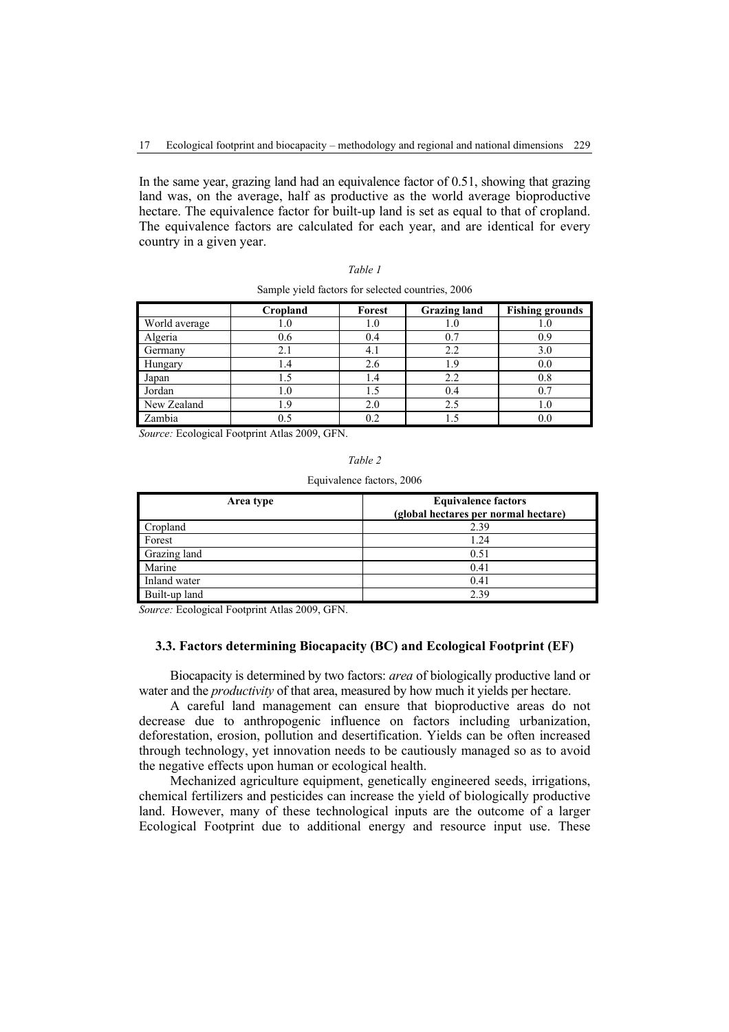In the same year, grazing land had an equivalence factor of 0.51, showing that grazing land was, on the average, half as productive as the world average bioproductive hectare. The equivalence factor for built-up land is set as equal to that of cropland. The equivalence factors are calculated for each year, and are identical for every country in a given year.

*Table 1*

Sample yield factors for selected countries, 2006

| | Cropland | Forest | Grazing land | Fishing grounds |
|---|---|---|---|---|
| World average | 1.0 | 1.0 | 1.0 | 1.0 |
| Algeria | 0.6 | 0.4 | 0.7 | 0.9 |
| Germany | 2.1 | 4.1 | 2.2 | 3.0 |
| Hungary | 1.4 | 2.6 | 1.9 | 0.0 |
| Japan | 1.5 | 1.4 | 2.2 | 0.8 |
| Jordan | 1.0 | 1.5 | 0.4 | 0.7 |
| New Zealand | 1.9 | 2.0 | 2.5 | 1.0 |
| Zambia | 0.5 | 0.2 | 1.5 | 0.0 |

*Source:* Ecological Footprint Atlas 2009, GFN.

*Table 2*

Equivalence factors, 2006

| Area type | Equivalence factors (global hectares per normal hectare) |
|---|---|
| Cropland | 2.39 |
| Forest | 1.24 |
| Grazing land | 0.51 |
| Marine | 0.41 |
| Inland water | 0.41 |
| Built-up land | 2.39 |

*Source:* Ecological Footprint Atlas 2009, GFN.

### 3.3. Factors determining Biocapacity (BC) and Ecological Footprint (EF)

Biocapacity is determined by two factors: *area* of biologically productive land or water and the *productivity* of that area, measured by how much it yields per hectare.

A careful land management can ensure that bioproductive areas do not decrease due to anthropogenic influence on factors including urbanization, deforestation, erosion, pollution and desertification. Yields can be often increased through technology, yet innovation needs to be cautiously managed so as to avoid the negative effects upon human or ecological health.

Mechanized agriculture equipment, genetically engineered seeds, irrigations, chemical fertilizers and pesticides can increase the yield of biologically productive land. However, many of these technological inputs are the outcome of a larger Ecological Footprint due to additional energy and resource input use. These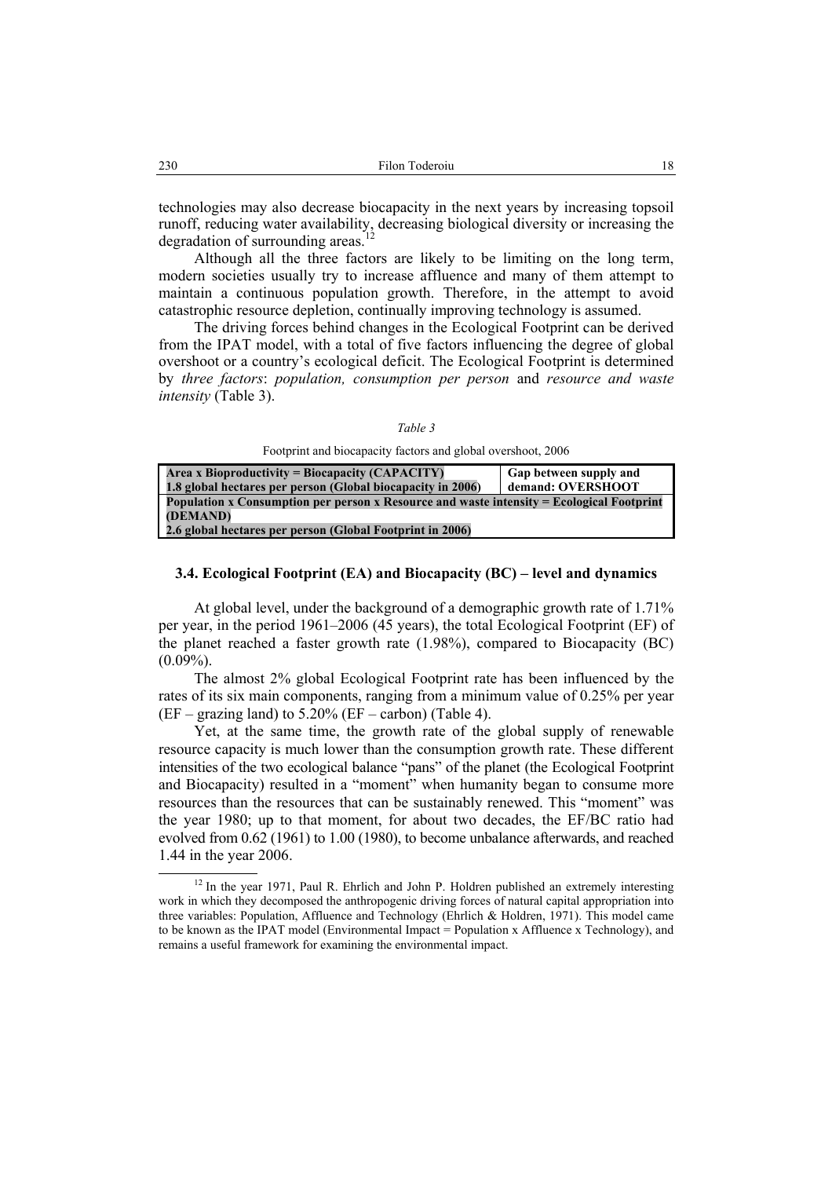technologies may also decrease biocapacity in the next years by increasing topsoil runoff, reducing water availability, decreasing biological diversity or increasing the degradation of surrounding areas.[12]

Although all the three factors are likely to be limiting on the long term, modern societies usually try to increase affluence and many of them attempt to maintain a continuous population growth. Therefore, in the attempt to avoid catastrophic resource depletion, continually improving technology is assumed.

The driving forces behind changes in the Ecological Footprint can be derived from the IPAT model, with a total of five factors influencing the degree of global overshoot or a country's ecological deficit. The Ecological Footprint is determined by *three factors*: *population, consumption per person* and *resource and waste intensity* (Table 3).

*Table 3*

Footprint and biocapacity factors and global overshoot, 2006

| **Area x Bioproductivity = Biocapacity (CAPACITY)** <br> **1.8 global hectares per person (Global biocapacity in 2006)** | **Gap between supply and demand: OVERSHOOT** |
|---|---|
| **Population x Consumption per person x Resource and waste intensity = Ecological Footprint (DEMAND)** <br> **2.6 global hectares per person (Global Footprint in 2006)** | |

### 3.4. Ecological Footprint (EA) and Biocapacity (BC) – level and dynamics

At global level, under the background of a demographic growth rate of 1.71% per year, in the period 1961–2006 (45 years), the total Ecological Footprint (EF) of the planet reached a faster growth rate (1.98%), compared to Biocapacity (BC) (0.09%).

The almost 2% global Ecological Footprint rate has been influenced by the rates of its six main components, ranging from a minimum value of 0.25% per year (EF – grazing land) to 5.20% (EF – carbon) (Table 4).

Yet, at the same time, the growth rate of the global supply of renewable resource capacity is much lower than the consumption growth rate. These different intensities of the two ecological balance "pans" of the planet (the Ecological Footprint and Biocapacity) resulted in a "moment" when humanity began to consume more resources than the resources that can be sustainably renewed. This "moment" was the year 1980; up to that moment, for about two decades, the EF/BC ratio had evolved from 0.62 (1961) to 1.00 (1980), to become unbalance afterwards, and reached 1.44 in the year 2006.

[12] In the year 1971, Paul R. Ehrlich and John P. Holdren published an extremely interesting work in which they decomposed the anthropogenic driving forces of natural capital appropriation into three variables: Population, Affluence and Technology (Ehrlich & Holdren, 1971). This model came to be known as the IPAT model (Environmental Impact = Population x Affluence x Technology), and remains a useful framework for examining the environmental impact.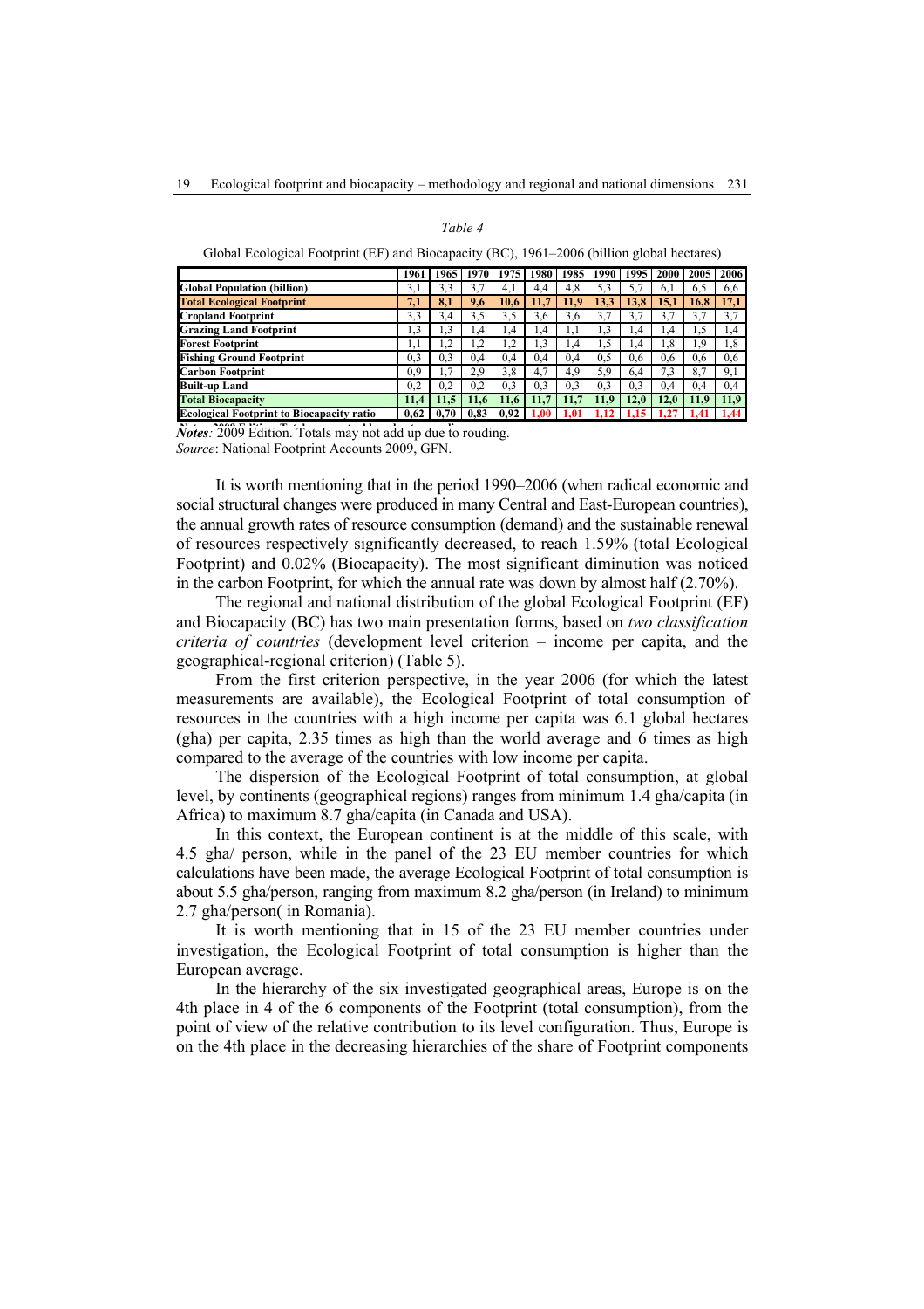*Table 4*

Global Ecological Footprint (EF) and Biocapacity (BC), 1961–2006 (billion global hectares)

| | 1961 | 1965 | 1970 | 1975 | 1980 | 1985 | 1990 | 1995 | 2000 | 2005 | 2006 |
|---|---|---|---|---|---|---|---|---|---|---|---|
| Global Population (billion) | 3,1 | 3,3 | 3,7 | 4,1 | 4,4 | 4,8 | 5,3 | 5,7 | 6,1 | 6,5 | 6,6 |
| **Total Ecological Footprint** | **7,1** | **8,1** | **9,6** | **10,6** | **11,7** | **11,9** | **13,3** | **13,8** | **15,1** | **16,8** | **17,1** |
| Cropland Footprint | 3,3 | 3,4 | 3,5 | 3,5 | 3,6 | 3,6 | 3,7 | 3,7 | 3,7 | 3,7 | 3,7 |
| Grazing Land Footprint | 1,3 | 1,3 | 1,4 | 1,4 | 1,4 | 1,1 | 1,3 | 1,4 | 1,4 | 1,5 | 1,4 |
| Forest Footprint | 1,1 | 1,2 | 1,2 | 1,2 | 1,3 | 1,4 | 1,5 | 1,4 | 1,8 | 1,9 | 1,8 |
| Fishing Ground Footprint | 0,3 | 0,3 | 0,4 | 0,4 | 0,4 | 0,4 | 0,5 | 0,6 | 0,6 | 0,6 | 0,6 |
| Carbon Footprint | 0,9 | 1,7 | 2,9 | 3,8 | 4,7 | 4,9 | 5,9 | 6,4 | 7,3 | 8,7 | 9,1 |
| Built-up Land | 0,2 | 0,2 | 0,2 | 0,3 | 0,3 | 0,3 | 0,3 | 0,3 | 0,4 | 0,4 | 0,4 |
| **Total Biocapacity** | **11,4** | **11,5** | **11,6** | **11,6** | **11,7** | **11,7** | **11,9** | **12,0** | **12,0** | **11,9** | **11,9** |
| **Ecological Footprint to Biocapacity ratio** | **0,62** | **0,70** | **0,83** | **0,92** | **1,00** | **1,01** | **1,12** | **1,15** | **1,27** | **1,41** | **1,44** |

***Notes**:* 2009 Edition. Totals may not add up due to rouding.
*Source*: National Footprint Accounts 2009, GFN.

It is worth mentioning that in the period 1990–2006 (when radical economic and social structural changes were produced in many Central and East-European countries), the annual growth rates of resource consumption (demand) and the sustainable renewal of resources respectively significantly decreased, to reach 1.59% (total Ecological Footprint) and 0.02% (Biocapacity). The most significant diminution was noticed in the carbon Footprint, for which the annual rate was down by almost half (2.70%).

The regional and national distribution of the global Ecological Footprint (EF) and Biocapacity (BC) has two main presentation forms, based on *two classification criteria of countries* (development level criterion – income per capita, and the geographical-regional criterion) (Table 5).

From the first criterion perspective, in the year 2006 (for which the latest measurements are available), the Ecological Footprint of total consumption of resources in the countries with a high income per capita was 6.1 global hectares (gha) per capita, 2.35 times as high than the world average and 6 times as high compared to the average of the countries with low income per capita.

The dispersion of the Ecological Footprint of total consumption, at global level, by continents (geographical regions) ranges from minimum 1.4 gha/capita (in Africa) to maximum 8.7 gha/capita (in Canada and USA).

In this context, the European continent is at the middle of this scale, with 4.5 gha/ person, while in the panel of the 23 EU member countries for which calculations have been made, the average Ecological Footprint of total consumption is about 5.5 gha/person, ranging from maximum 8.2 gha/person (in Ireland) to minimum 2.7 gha/person( in Romania).

It is worth mentioning that in 15 of the 23 EU member countries under investigation, the Ecological Footprint of total consumption is higher than the European average.

In the hierarchy of the six investigated geographical areas, Europe is on the 4th place in 4 of the 6 components of the Footprint (total consumption), from the point of view of the relative contribution to its level configuration. Thus, Europe is on the 4th place in the decreasing hierarchies of the share of Footprint components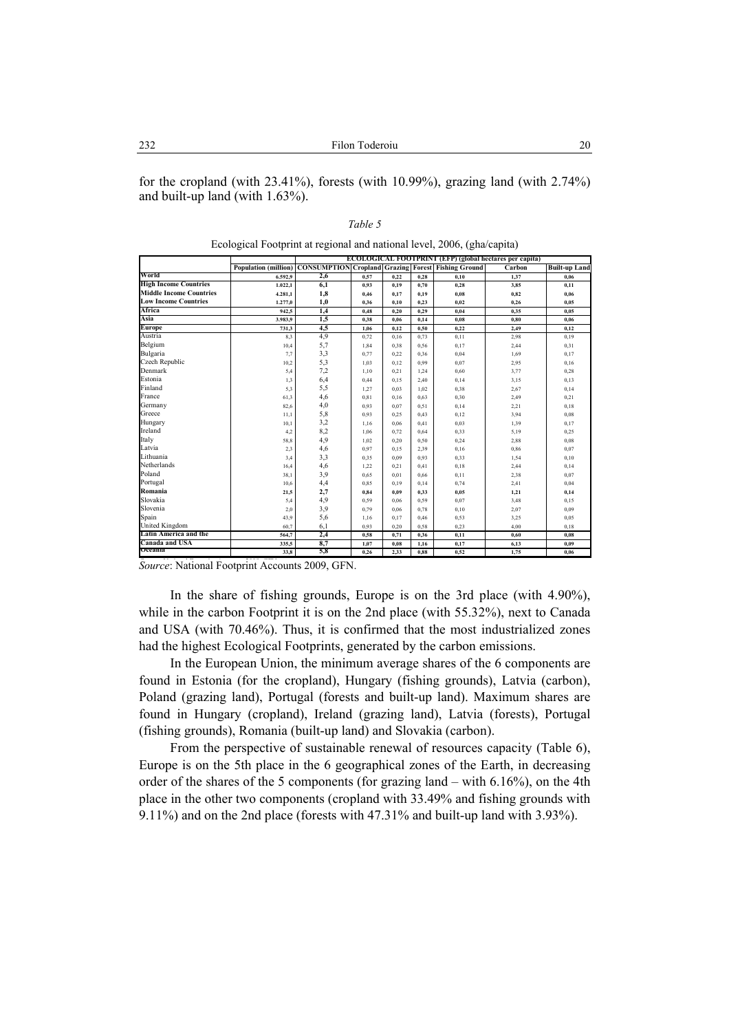for the cropland (with 23.41%), forests (with 10.99%), grazing land (with 2.74%) and built-up land (with 1.63%).

*Table 5*

Ecological Footprint at regional and national level, 2006, (gha/capita)

| | | ECOLOGICAL FOOTPRINT (EFP) (global hectares per capita) | | | | | | |
|---|---|---|---|---|---|---|---|---|
| | Population (million) | CONSUMPTION | Cropland | Grazing | Forest | Fishing Ground | Carbon | Built-up Land |
| **World** | 6.592,9 | 2,6 | 0,57 | 0,22 | 0,28 | 0,10 | 1,37 | 0,06 |
| **High Income Countries** | 1.022,1 | 6,1 | 0,93 | 0,19 | 0,70 | 0,28 | 3,85 | 0,11 |
| **Middle Income Countries** | 4.281,1 | 1,8 | 0,46 | 0,17 | 0,19 | 0,08 | 0,82 | 0,06 |
| **Low Income Countries** | 1.277,0 | 1,0 | 0,36 | 0,10 | 0,23 | 0,02 | 0,26 | 0,05 |
| **Africa** | 942,5 | 1,4 | 0,48 | 0,20 | 0,29 | 0,04 | 0,35 | 0,05 |
| **Asia** | 3.983,9 | 1,5 | 0,38 | 0,06 | 0,14 | 0,08 | 0,80 | 0,06 |
| **Europe** | 731,3 | 4,5 | 1,06 | 0,12 | 0,50 | 0,22 | 2,49 | 0,12 |
| Austria | 8,3 | 4,9 | 0,72 | 0,16 | 0,73 | 0,11 | 2,98 | 0,19 |
| Belgium | 10,4 | 5,7 | 1,84 | 0,38 | 0,56 | 0,17 | 2,44 | 0,31 |
| Bulgaria | 7,7 | 3,3 | 0,77 | 0,22 | 0,36 | 0,04 | 1,69 | 0,17 |
| Czech Republic | 10,2 | 5,3 | 1,03 | 0,12 | 0,99 | 0,07 | 2,95 | 0,16 |
| Denmark | 5,4 | 7,2 | 1,10 | 0,21 | 1,24 | 0,60 | 3,77 | 0,28 |
| Estonia | 1,3 | 6,4 | 0,44 | 0,15 | 2,40 | 0,14 | 3,15 | 0,13 |
| Finland | 5,3 | 5,5 | 1,27 | 0,03 | 1,02 | 0,38 | 2,67 | 0,14 |
| France | 61,3 | 4,6 | 0,81 | 0,16 | 0,63 | 0,30 | 2,49 | 0,21 |
| Germany | 82,6 | 4,0 | 0,93 | 0,07 | 0,51 | 0,14 | 2,21 | 0,18 |
| Greece | 11,1 | 5,8 | 0,93 | 0,25 | 0,43 | 0,12 | 3,94 | 0,08 |
| Hungary | 10,1 | 3,2 | 1,16 | 0,06 | 0,41 | 0,03 | 1,39 | 0,17 |
| Ireland | 4,2 | 8,2 | 1,06 | 0,72 | 0,64 | 0,33 | 5,19 | 0,25 |
| Italy | 58,8 | 4,9 | 1,02 | 0,20 | 0,50 | 0,24 | 2,88 | 0,08 |
| Latvia | 2,3 | 4,6 | 0,97 | 0,15 | 2,39 | 0,16 | 0,86 | 0,07 |
| Lithuania | 3,4 | 3,3 | 0,35 | 0,09 | 0,93 | 0,33 | 1,54 | 0,10 |
| Netherlands | 16,4 | 4,6 | 1,22 | 0,21 | 0,41 | 0,18 | 2,44 | 0,14 |
| Poland | 38,1 | 3,9 | 0,65 | 0,01 | 0,66 | 0,11 | 2,38 | 0,07 |
| Portugal | 10,6 | 4,4 | 0,85 | 0,19 | 0,14 | 0,74 | 2,41 | 0,04 |
| **Romania** | 21,5 | 2,7 | 0,84 | 0,09 | 0,33 | 0,05 | 1,21 | 0,14 |
| Slovakia | 5,4 | 4,9 | 0,59 | 0,06 | 0,59 | 0,07 | 3,48 | 0,15 |
| Slovenia | 2,0 | 3,9 | 0,79 | 0,06 | 0,78 | 0,10 | 2,07 | 0,09 |
| Spain | 43,9 | 5,6 | 1,16 | 0,17 | 0,46 | 0,53 | 3,25 | 0,05 |
| United Kingdom | 60,7 | 6,1 | 0,93 | 0,20 | 0,58 | 0,23 | 4,00 | 0,18 |
| **Latin America and the** | 564,7 | 2,4 | 0,58 | 0,71 | 0,36 | 0,11 | 0,60 | 0,08 |
| **Canada and USA** | 335,5 | 8,7 | 1,07 | 0,08 | 1,16 | 0,17 | 6,13 | 0,09 |
| **Oceania** | 33,8 | 5,8 | 0,26 | 2,33 | 0,88 | 0,52 | 1,75 | 0,06 |

*Source*: National Footprint Accounts 2009, GFN.

In the share of fishing grounds, Europe is on the 3rd place (with 4.90%), while in the carbon Footprint it is on the 2nd place (with 55.32%), next to Canada and USA (with 70.46%). Thus, it is confirmed that the most industrialized zones had the highest Ecological Footprints, generated by the carbon emissions.

In the European Union, the minimum average shares of the 6 components are found in Estonia (for the cropland), Hungary (fishing grounds), Latvia (carbon), Poland (grazing land), Portugal (forests and built-up land). Maximum shares are found in Hungary (cropland), Ireland (grazing land), Latvia (forests), Portugal (fishing grounds), Romania (built-up land) and Slovakia (carbon).

From the perspective of sustainable renewal of resources capacity (Table 6), Europe is on the 5th place in the 6 geographical zones of the Earth, in decreasing order of the shares of the 5 components (for grazing land – with 6.16%), on the 4th place in the other two components (cropland with 33.49% and fishing grounds with 9.11%) and on the 2nd place (forests with 47.31% and built-up land with 3.93%).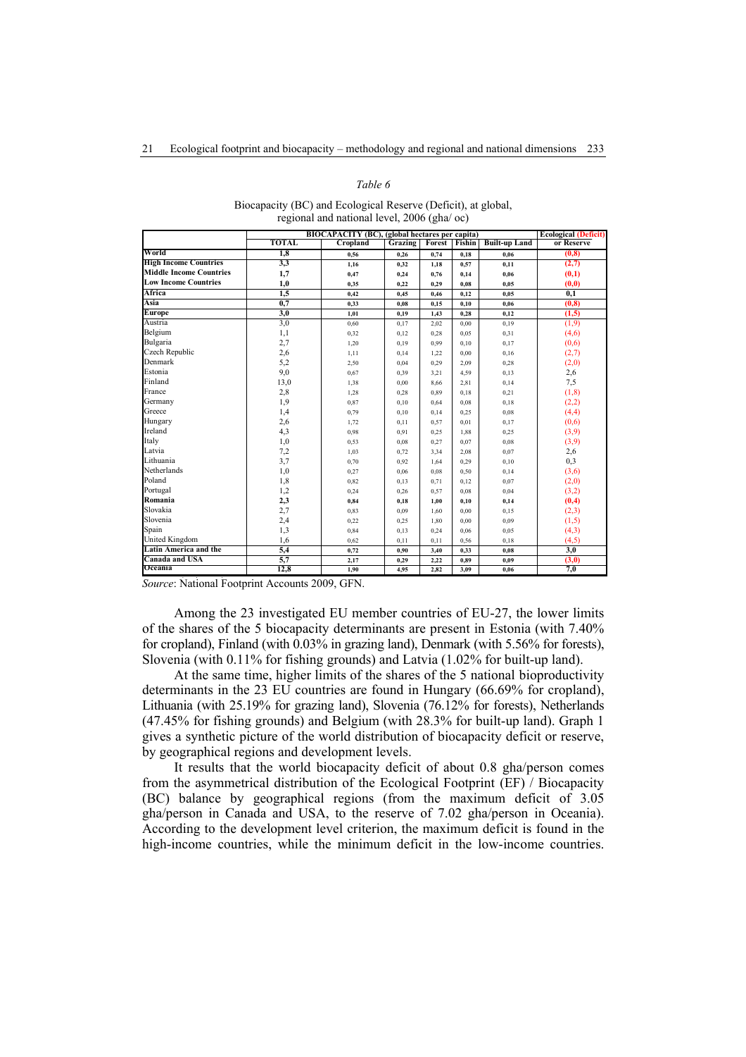*Table 6*

Biocapacity (BC) and Ecological Reserve (Deficit), at global, regional and national level, 2006 (gha/ oc)

| | BIOCAPACITY (BC), (global hectares per capita) | | | | | | Ecological (Deficit) |
|---|---|---|---|---|---|---|---|
| | TOTAL | Cropland | Grazing | Forest | Fishin | Built-up Land | or Reserve |
| **World** | **1,8** | **0,56** | **0,26** | **0,74** | **0,18** | **0,06** | **(0,8)** |
| **High Income Countries** | **3,3** | **1,16** | **0,32** | **1,18** | **0,57** | **0,11** | **(2,7)** |
| **Middle Income Countries** | **1,7** | **0,47** | **0,24** | **0,76** | **0,14** | **0,06** | **(0,1)** |
| **Low Income Countries** | **1,0** | **0,35** | **0,22** | **0,29** | **0,08** | **0,05** | **(0,0)** |
| **Africa** | **1,5** | **0,42** | **0,45** | **0,46** | **0,12** | **0,05** | **0,1** |
| **Asia** | **0,7** | **0,33** | **0,08** | **0,15** | **0,10** | **0,06** | **(0,8)** |
| **Europe** | **3,0** | **1,01** | **0,19** | **1,43** | **0,28** | **0,12** | **(1,5)** |
| Austria | 3,0 | 0,60 | 0,17 | 2,02 | 0,00 | 0,19 | (1,9) |
| Belgium | 1,1 | 0,32 | 0,12 | 0,28 | 0,05 | 0,31 | (4,6) |
| Bulgaria | 2,7 | 1,20 | 0,19 | 0,99 | 0,10 | 0,17 | (0,6) |
| Czech Republic | 2,6 | 1,11 | 0,14 | 1,22 | 0,00 | 0,16 | (2,7) |
| Denmark | 5,2 | 2,50 | 0,04 | 0,29 | 2,09 | 0,28 | (2,0) |
| Estonia | 9,0 | 0,67 | 0,39 | 3,21 | 4,59 | 0,13 | 2,6 |
| Finland | 13,0 | 1,38 | 0,00 | 8,66 | 2,81 | 0,14 | 7,5 |
| France | 2,8 | 1,28 | 0,28 | 0,89 | 0,18 | 0,21 | (1,8) |
| Germany | 1,9 | 0,87 | 0,10 | 0,64 | 0,08 | 0,18 | (2,2) |
| Greece | 1,4 | 0,79 | 0,10 | 0,14 | 0,25 | 0,08 | (4,4) |
| Hungary | 2,6 | 1,72 | 0,11 | 0,57 | 0,01 | 0,17 | (0,6) |
| Ireland | 4,3 | 0,98 | 0,91 | 0,25 | 1,88 | 0,25 | (3,9) |
| Italy | 1,0 | 0,53 | 0,08 | 0,27 | 0,07 | 0,08 | (3,9) |
| Latvia | 7,2 | 1,03 | 0,72 | 3,34 | 2,08 | 0,07 | 2,6 |
| Lithuania | 3,7 | 0,70 | 0,92 | 1,64 | 0,29 | 0,10 | 0,3 |
| Netherlands | 1,0 | 0,27 | 0,06 | 0,08 | 0,50 | 0,14 | (3,6) |
| Poland | 1,8 | 0,82 | 0,13 | 0,71 | 0,12 | 0,07 | (2,0) |
| Portugal | 1,2 | 0,24 | 0,26 | 0,57 | 0,08 | 0,04 | (3,2) |
| **Romania** | **2,3** | **0,84** | **0,18** | **1,00** | **0,10** | **0,14** | **(0,4)** |
| Slovakia | 2,7 | 0,83 | 0,09 | 1,60 | 0,00 | 0,15 | (2,3) |
| Slovenia | 2,4 | 0,22 | 0,25 | 1,80 | 0,00 | 0,09 | (1,5) |
| Spain | 1,3 | 0,84 | 0,13 | 0,24 | 0,06 | 0,05 | (4,3) |
| United Kingdom | 1,6 | 0,62 | 0,11 | 0,11 | 0,56 | 0,18 | (4,5) |
| **Latin America and the** | **5,4** | **0,72** | **0,90** | **3,40** | **0,33** | **0,08** | **3,0** |
| **Canada and USA** | **5,7** | **2,17** | **0,29** | **2,22** | **0,89** | **0,09** | **(3,0)** |
| **Oceania** | **12,8** | **1,90** | **4,95** | **2,82** | **3,09** | **0,06** | **7,0** |

*Source*: National Footprint Accounts 2009, GFN.

Among the 23 investigated EU member countries of EU-27, the lower limits of the shares of the 5 biocapacity determinants are present in Estonia (with 7.40% for cropland), Finland (with 0.03% in grazing land), Denmark (with 5.56% for forests), Slovenia (with 0.11% for fishing grounds) and Latvia (1.02% for built-up land).

At the same time, higher limits of the shares of the 5 national bioproductivity determinants in the 23 EU countries are found in Hungary (66.69% for cropland), Lithuania (with 25.19% for grazing land), Slovenia (76.12% for forests), Netherlands (47.45% for fishing grounds) and Belgium (with 28.3% for built-up land). Graph 1 gives a synthetic picture of the world distribution of biocapacity deficit or reserve, by geographical regions and development levels.

It results that the world biocapacity deficit of about 0.8 gha/person comes from the asymmetrical distribution of the Ecological Footprint (EF) / Biocapacity (BC) balance by geographical regions (from the maximum deficit of 3.05 gha/person in Canada and USA, to the reserve of 7.02 gha/person in Oceania). According to the development level criterion, the maximum deficit is found in the high-income countries, while the minimum deficit in the low-income countries.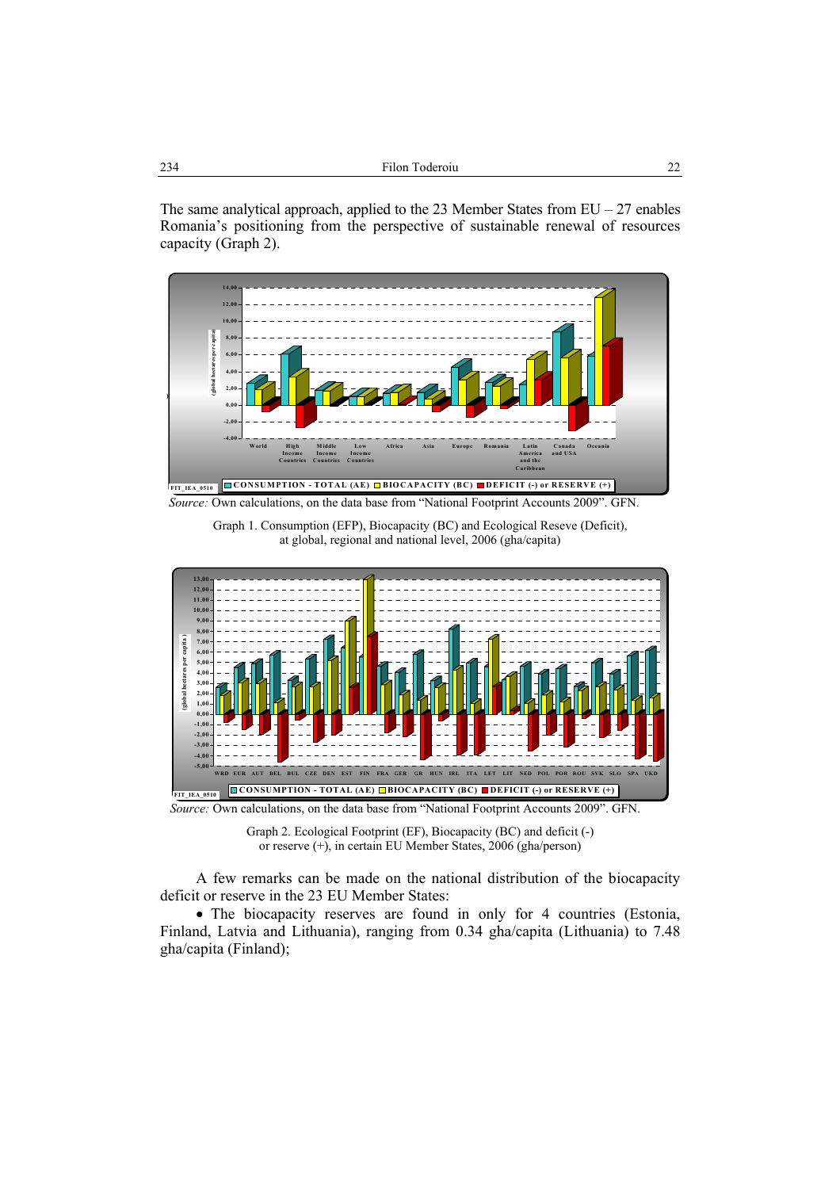The same analytical approach, applied to the 23 Member States from EU – 27 enables Romania's positioning from the perspective of sustainable renewal of resources capacity (Graph 2).

*Source:* Own calculations, on the data base from "National Footprint Accounts 2009". GFN.

Graph 1. Consumption (EFP), Biocapacity (BC) and Ecological Reseve (Deficit), at global, regional and national level, 2006 (gha/capita)

*Source:* Own calculations, on the data base from "National Footprint Accounts 2009". GFN.

Graph 2. Ecological Footprint (EF), Biocapacity (BC) and deficit (-) or reserve (+), in certain EU Member States, 2006 (gha/person)

A few remarks can be made on the national distribution of the biocapacity deficit or reserve in the 23 EU Member States:

- The biocapacity reserves are found in only for 4 countries (Estonia, Finland, Latvia and Lithuania), ranging from 0.34 gha/capita (Lithuania) to 7.48 gha/capita (Finland);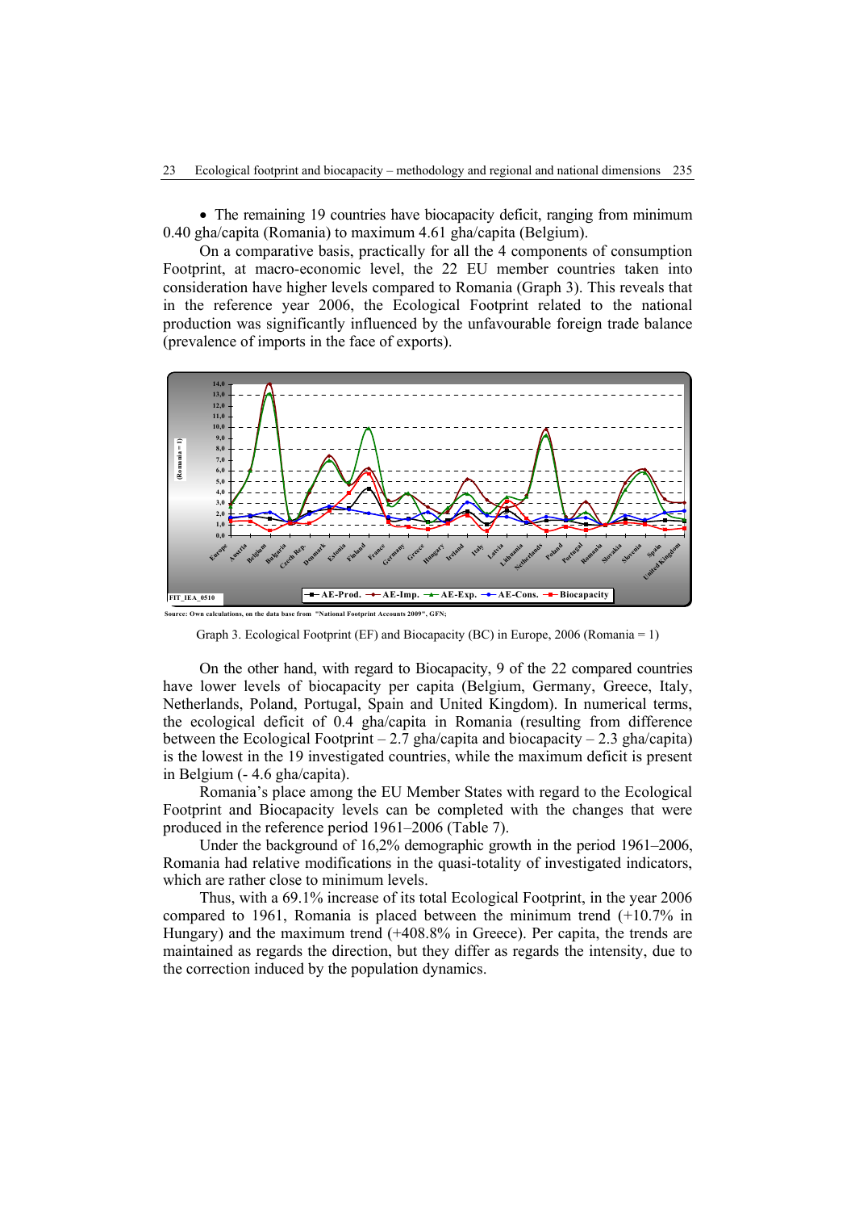- The remaining 19 countries have biocapacity deficit, ranging from minimum 0.40 gha/capita (Romania) to maximum 4.61 gha/capita (Belgium).

On a comparative basis, practically for all the 4 components of consumption Footprint, at macro-economic level, the 22 EU member countries taken into consideration have higher levels compared to Romania (Graph 3). This reveals that in the reference year 2006, the Ecological Footprint related to the national production was significantly influenced by the unfavourable foreign trade balance (prevalence of imports in the face of exports).

Source: Own calculations, on the data base from "National Footprint Accounts 2009", GFN;

Graph 3. Ecological Footprint (EF) and Biocapacity (BC) in Europe, 2006 (Romania = 1)

On the other hand, with regard to Biocapacity, 9 of the 22 compared countries have lower levels of biocapacity per capita (Belgium, Germany, Greece, Italy, Netherlands, Poland, Portugal, Spain and United Kingdom). In numerical terms, the ecological deficit of 0.4 gha/capita in Romania (resulting from difference between the Ecological Footprint – 2.7 gha/capita and biocapacity – 2.3 gha/capita) is the lowest in the 19 investigated countries, while the maximum deficit is present in Belgium (- 4.6 gha/capita).

Romania's place among the EU Member States with regard to the Ecological Footprint and Biocapacity levels can be completed with the changes that were produced in the reference period 1961–2006 (Table 7).

Under the background of 16,2% demographic growth in the period 1961–2006, Romania had relative modifications in the quasi-totality of investigated indicators, which are rather close to minimum levels.

Thus, with a 69.1% increase of its total Ecological Footprint, in the year 2006 compared to 1961, Romania is placed between the minimum trend (+10.7% in Hungary) and the maximum trend (+408.8% in Greece). Per capita, the trends are maintained as regards the direction, but they differ as regards the intensity, due to the correction induced by the population dynamics.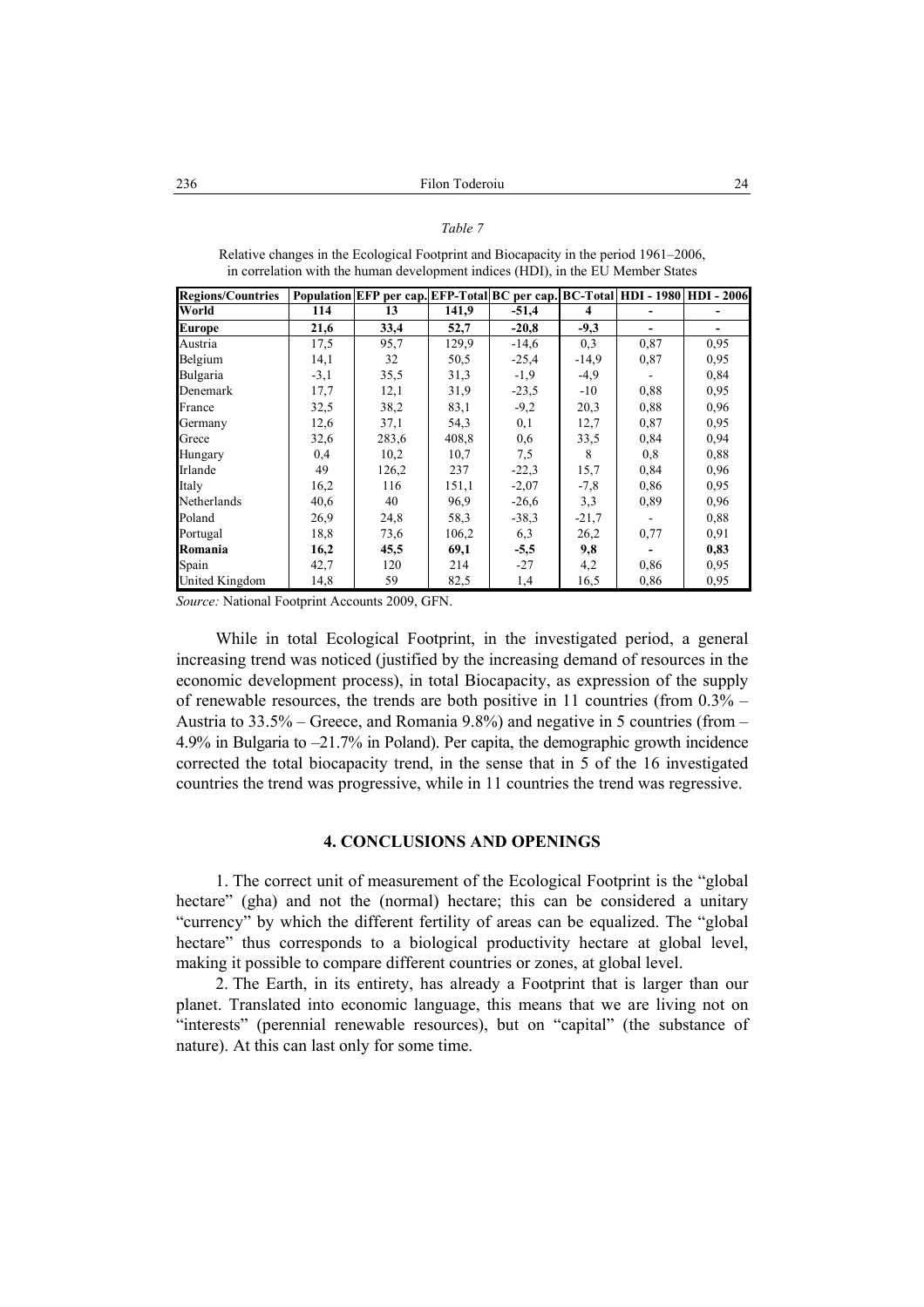*Table 7*

Relative changes in the Ecological Footprint and Biocapacity in the period 1961–2006, in correlation with the human development indices (HDI), in the EU Member States

| Regions/Countries | Population | EFP per cap. | EFP-Total | BC per cap. | BC-Total | HDI - 1980 | HDI - 2006 |
|---|---|---|---|---|---|---|---|
| **World** | **114** | **13** | **141,9** | **-51,4** | **4** | **-** | **-** |
| **Europe** | **21,6** | **33,4** | **52,7** | **-20,8** | **-9,3** | **-** | **-** |
| Austria | 17,5 | 95,7 | 129,9 | -14,6 | 0,3 | 0,87 | 0,95 |
| Belgium | 14,1 | 32 | 50,5 | -25,4 | -14,9 | 0,87 | 0,95 |
| Bulgaria | -3,1 | 35,5 | 31,3 | -1,9 | -4,9 | - | 0,84 |
| Denemark | 17,7 | 12,1 | 31,9 | -23,5 | -10 | 0,88 | 0,95 |
| France | 32,5 | 38,2 | 83,1 | -9,2 | 20,3 | 0,88 | 0,96 |
| Germany | 12,6 | 37,1 | 54,3 | 0,1 | 12,7 | 0,87 | 0,95 |
| Grece | 32,6 | 283,6 | 408,8 | 0,6 | 33,5 | 0,84 | 0,94 |
| Hungary | 0,4 | 10,2 | 10,7 | 7,5 | 8 | 0,8 | 0,88 |
| Irlande | 49 | 126,2 | 237 | -22,3 | 15,7 | 0,84 | 0,96 |
| Italy | 16,2 | 116 | 151,1 | -2,07 | -7,8 | 0,86 | 0,95 |
| Netherlands | 40,6 | 40 | 96,9 | -26,6 | 3,3 | 0,89 | 0,96 |
| Poland | 26,9 | 24,8 | 58,3 | -38,3 | -21,7 | - | 0,88 |
| Portugal | 18,8 | 73,6 | 106,2 | 6,3 | 26,2 | 0,77 | 0,91 |
| **Romania** | **16,2** | **45,5** | **69,1** | **-5,5** | **9,8** | **-** | **0,83** |
| Spain | 42,7 | 120 | 214 | -27 | 4,2 | 0,86 | 0,95 |
| United Kingdom | 14,8 | 59 | 82,5 | 1,4 | 16,5 | 0,86 | 0,95 |

*Source:* National Footprint Accounts 2009, GFN.

While in total Ecological Footprint, in the investigated period, a general increasing trend was noticed (justified by the increasing demand of resources in the economic development process), in total Biocapacity, as expression of the supply of renewable resources, the trends are both positive in 11 countries (from 0.3% – Austria to 33.5% – Greece, and Romania 9.8%) and negative in 5 countries (from –4.9% in Bulgaria to –21.7% in Poland). Per capita, the demographic growth incidence corrected the total biocapacity trend, in the sense that in 5 of the 16 investigated countries the trend was progressive, while in 11 countries the trend was regressive.

## 4. CONCLUSIONS AND OPENINGS

1. The correct unit of measurement of the Ecological Footprint is the "global hectare" (gha) and not the (normal) hectare; this can be considered a unitary "currency" by which the different fertility of areas can be equalized. The "global hectare" thus corresponds to a biological productivity hectare at global level, making it possible to compare different countries or zones, at global level.

2. The Earth, in its entirety, has already a Footprint that is larger than our planet. Translated into economic language, this means that we are living not on "interests" (perennial renewable resources), but on "capital" (the substance of nature). At this can last only for some time.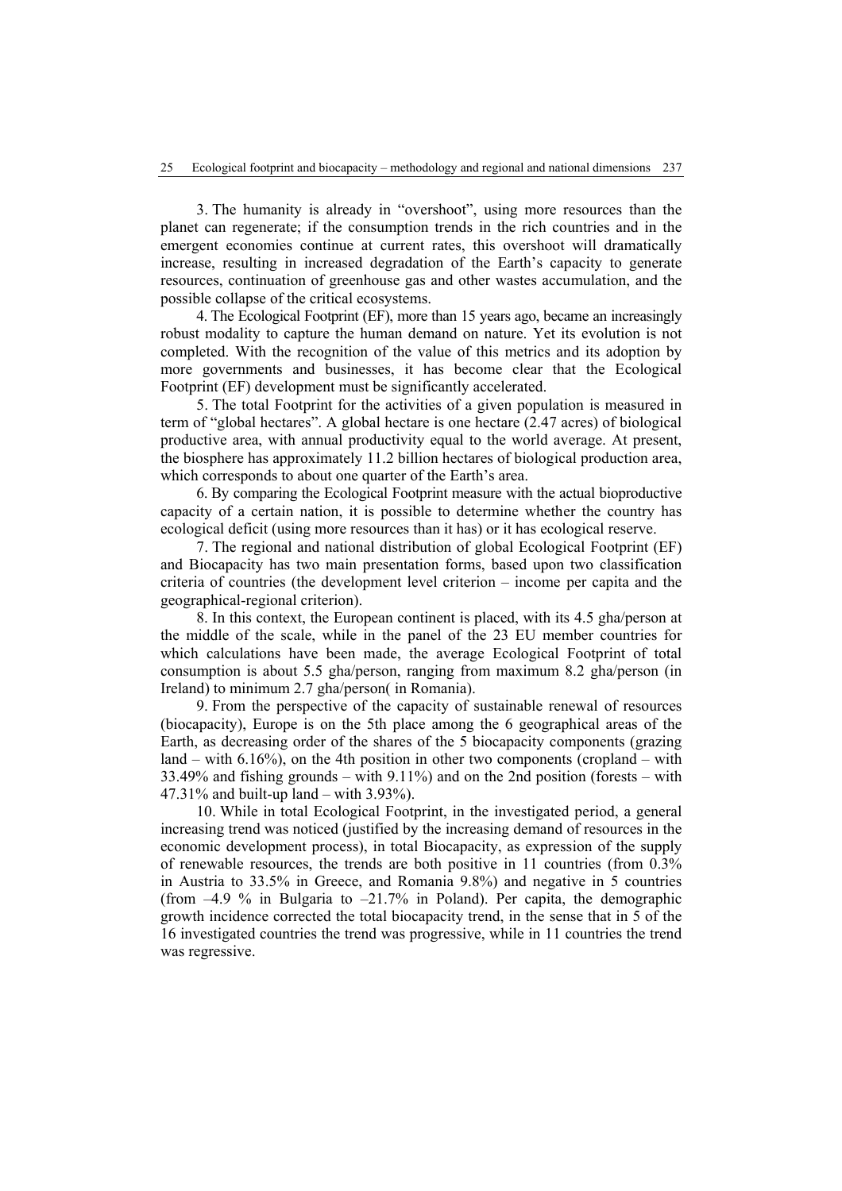3. The humanity is already in "overshoot", using more resources than the planet can regenerate; if the consumption trends in the rich countries and in the emergent economies continue at current rates, this overshoot will dramatically increase, resulting in increased degradation of the Earth's capacity to generate resources, continuation of greenhouse gas and other wastes accumulation, and the possible collapse of the critical ecosystems.

4. The Ecological Footprint (EF), more than 15 years ago, became an increasingly robust modality to capture the human demand on nature. Yet its evolution is not completed. With the recognition of the value of this metrics and its adoption by more governments and businesses, it has become clear that the Ecological Footprint (EF) development must be significantly accelerated.

5. The total Footprint for the activities of a given population is measured in term of "global hectares". A global hectare is one hectare (2.47 acres) of biological productive area, with annual productivity equal to the world average. At present, the biosphere has approximately 11.2 billion hectares of biological production area, which corresponds to about one quarter of the Earth's area.

6. By comparing the Ecological Footprint measure with the actual bioproductive capacity of a certain nation, it is possible to determine whether the country has ecological deficit (using more resources than it has) or it has ecological reserve.

7. The regional and national distribution of global Ecological Footprint (EF) and Biocapacity has two main presentation forms, based upon two classification criteria of countries (the development level criterion – income per capita and the geographical-regional criterion).

8. In this context, the European continent is placed, with its 4.5 gha/person at the middle of the scale, while in the panel of the 23 EU member countries for which calculations have been made, the average Ecological Footprint of total consumption is about 5.5 gha/person, ranging from maximum 8.2 gha/person (in Ireland) to minimum 2.7 gha/person( in Romania).

9. From the perspective of the capacity of sustainable renewal of resources (biocapacity), Europe is on the 5th place among the 6 geographical areas of the Earth, as decreasing order of the shares of the 5 biocapacity components (grazing land – with 6.16%), on the 4th position in other two components (cropland – with 33.49% and fishing grounds – with 9.11%) and on the 2nd position (forests – with 47.31% and built-up land – with 3.93%).

10. While in total Ecological Footprint, in the investigated period, a general increasing trend was noticed (justified by the increasing demand of resources in the economic development process), in total Biocapacity, as expression of the supply of renewable resources, the trends are both positive in 11 countries (from 0.3% in Austria to 33.5% in Greece, and Romania 9.8%) and negative in 5 countries (from –4.9 % in Bulgaria to –21.7% in Poland). Per capita, the demographic growth incidence corrected the total biocapacity trend, in the sense that in 5 of the 16 investigated countries the trend was progressive, while in 11 countries the trend was regressive.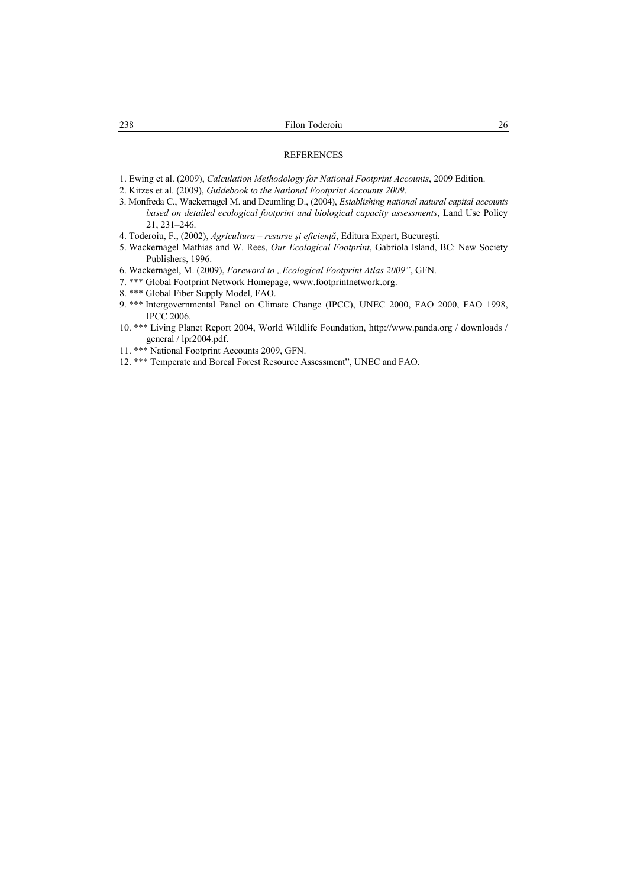## REFERENCES

1. Ewing et al. (2009), *Calculation Methodology for National Footprint Accounts*, 2009 Edition.
2. Kitzes et al. (2009), *Guidebook to the National Footprint Accounts 2009*.
3. Monfreda C., Wackernagel M. and Deumling D., (2004), *Establishing national natural capital accounts based on detailed ecological footprint and biological capacity assessments*, Land Use Policy 21, 231–246.
4. Toderoiu, F., (2002), *Agricultura – resurse şi eficienţă*, Editura Expert, Bucureşti.
5. Wackernagel Mathias and W. Rees, *Our Ecological Footprint*, Gabriola Island, BC: New Society Publishers, 1996.
6. Wackernagel, M. (2009), *Foreword to „Ecological Footprint Atlas 2009"*, GFN.
7. *** Global Footprint Network Homepage, www.footprintnetwork.org.
8. *** Global Fiber Supply Model, FAO.
9. *** Intergovernmental Panel on Climate Change (IPCC), UNEC 2000, FAO 2000, FAO 1998, IPCC 2006.
10. *** Living Planet Report 2004, World Wildlife Foundation, http://www.panda.org / downloads / general / lpr2004.pdf.
11. *** National Footprint Accounts 2009, GFN.
12. *** Temperate and Boreal Forest Resource Assessment", UNEC and FAO.